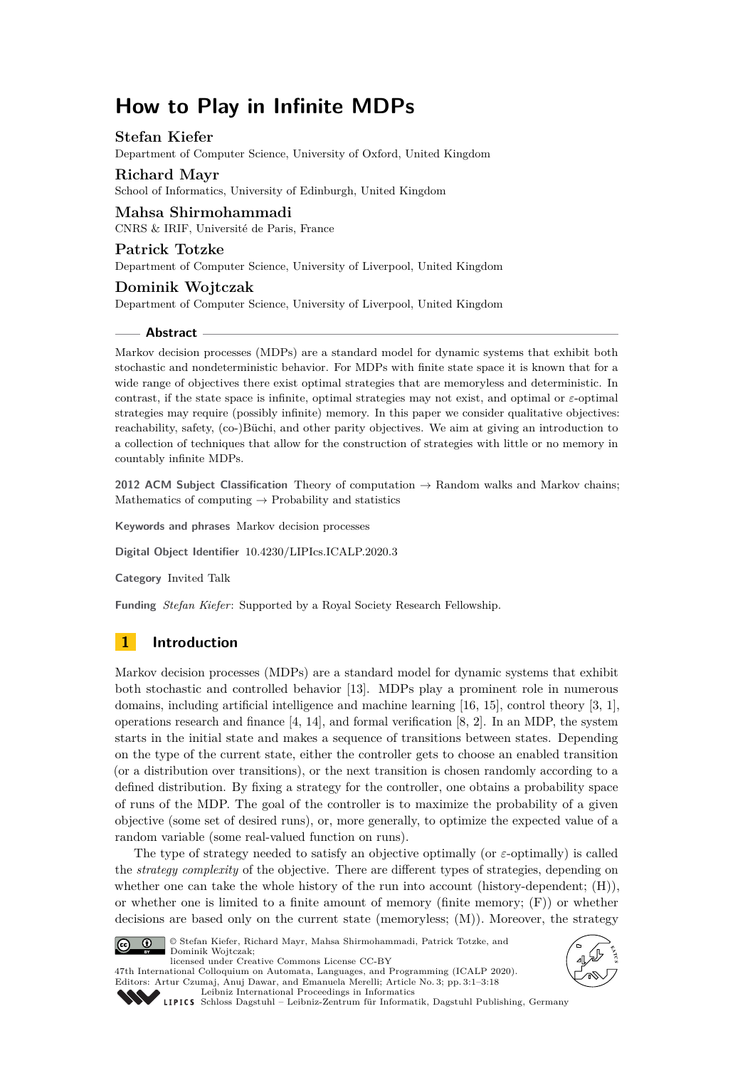# How to Play in Infinite MDPs

**Stefan Kiefer**
Department of Computer Science, University of Oxford, United Kingdom

**Richard Mayr**
School of Informatics, University of Edinburgh, United Kingdom

**Mahsa Shirmohammadi**
CNRS & IRIF, Université de Paris, France

**Patrick Totzke**
Department of Computer Science, University of Liverpool, United Kingdom

**Dominik Wojtczak**
Department of Computer Science, University of Liverpool, United Kingdom

## Abstract

Markov decision processes (MDPs) are a standard model for dynamic systems that exhibit both stochastic and nondeterministic behavior. For MDPs with finite state space it is known that for a wide range of objectives there exist optimal strategies that are memoryless and deterministic. In contrast, if the state space is infinite, optimal strategies may not exist, and optimal or $\varepsilon$-optimal strategies may require (possibly infinite) memory. In this paper we consider qualitative objectives: reachability, safety, (co-)Büchi, and other parity objectives. We aim at giving an introduction to a collection of techniques that allow for the construction of strategies with little or no memory in countably infinite MDPs.

**2012 ACM Subject Classification** Theory of computation → Random walks and Markov chains; Mathematics of computing → Probability and statistics

**Keywords and phrases** Markov decision processes

**Digital Object Identifier** 10.4230/LIPIcs.ICALP.2020.3

**Category** Invited Talk

**Funding** *Stefan Kiefer*: Supported by a Royal Society Research Fellowship.

## 1 Introduction

Markov decision processes (MDPs) are a standard model for dynamic systems that exhibit both stochastic and controlled behavior [13]. MDPs play a prominent role in numerous domains, including artificial intelligence and machine learning [16, 15], control theory [3, 1], operations research and finance [4, 14], and formal verification [8, 2]. In an MDP, the system starts in the initial state and makes a sequence of transitions between states. Depending on the type of the current state, either the controller gets to choose an enabled transition (or a distribution over transitions), or the next transition is chosen randomly according to a defined distribution. By fixing a strategy for the controller, one obtains a probability space of runs of the MDP. The goal of the controller is to maximize the probability of a given objective (some set of desired runs), or, more generally, to optimize the expected value of a random variable (some real-valued function on runs).

The type of strategy needed to satisfy an objective optimally (or $\varepsilon$-optimally) is called the *strategy complexity* of the objective. There are different types of strategies, depending on whether one can take the whole history of the run into account (history-dependent; (H)), or whether one is limited to a finite amount of memory (finite memory; (F)) or whether decisions are based only on the current state (memoryless; (M)). Moreover, the strategy

© Stefan Kiefer, Richard Mayr, Mahsa Shirmohammadi, Patrick Totzke, and Dominik Wojtczak;
licensed under Creative Commons License CC-BY
47th International Colloquium on Automata, Languages, and Programming (ICALP 2020).
Editors: Artur Czumaj, Anuj Dawar, and Emanuela Merelli; Article No. 3; pp. 3:1–3:18
Leibniz International Proceedings in Informatics
Schloss Dagstuhl – Leibniz-Zentrum für Informatik, Dagstuhl Publishing, Germany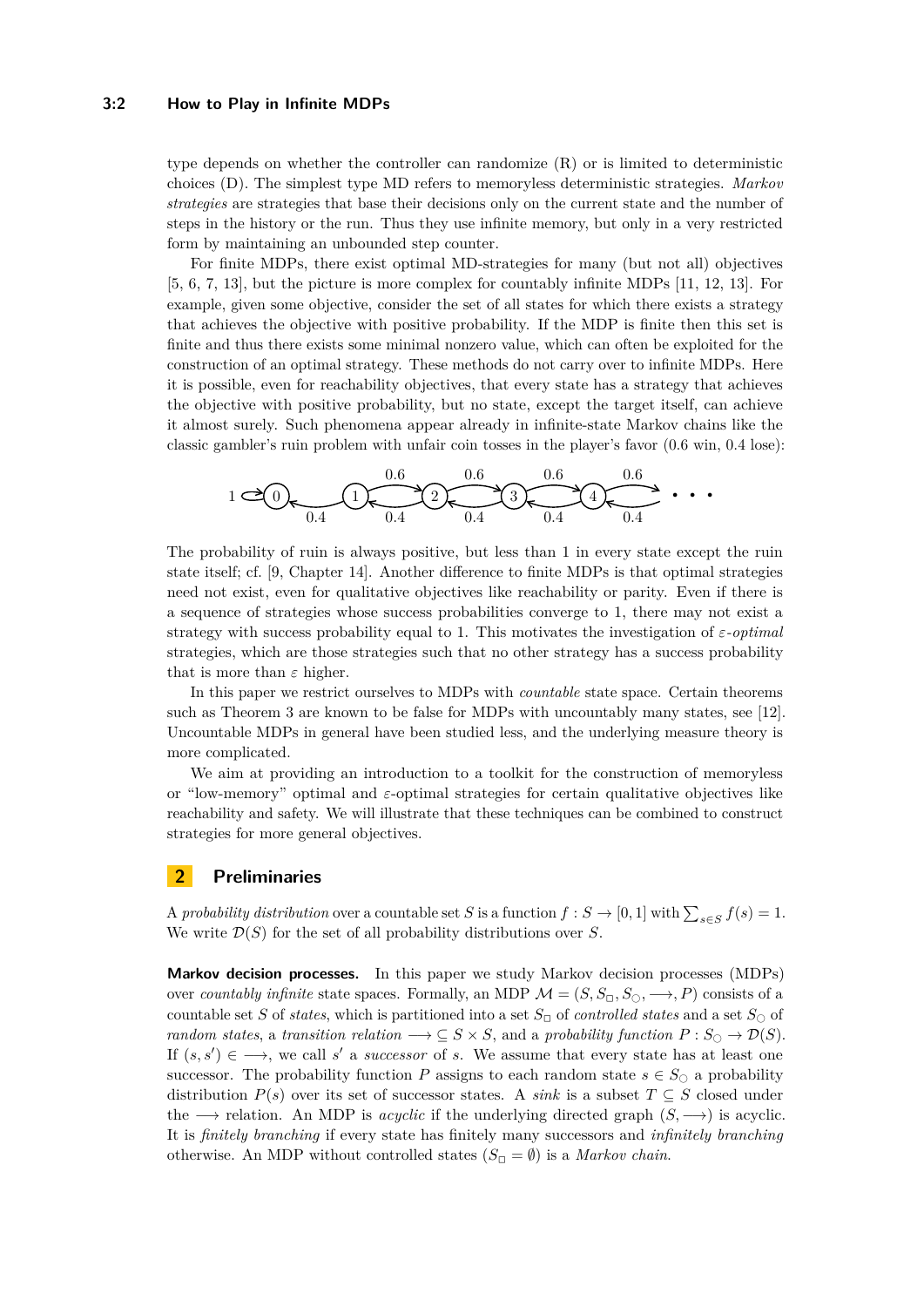type depends on whether the controller can randomize (R) or is limited to deterministic choices (D). The simplest type MD refers to memoryless deterministic strategies. *Markov strategies* are strategies that base their decisions only on the current state and the number of steps in the history or the run. Thus they use infinite memory, but only in a very restricted form by maintaining an unbounded step counter.

For finite MDPs, there exist optimal MD-strategies for many (but not all) objectives [5, 6, 7, 13], but the picture is more complex for countably infinite MDPs [11, 12, 13]. For example, given some objective, consider the set of all states for which there exists a strategy that achieves the objective with positive probability. If the MDP is finite then this set is finite and thus there exists some minimal nonzero value, which can often be exploited for the construction of an optimal strategy. These methods do not carry over to infinite MDPs. Here it is possible, even for reachability objectives, that every state has a strategy that achieves the objective with positive probability, but no state, except the target itself, can achieve it almost surely. Such phenomena appear already in infinite-state Markov chains like the classic gambler's ruin problem with unfair coin tosses in the player's favor (0.6 win, 0.4 lose):

The probability of ruin is always positive, but less than 1 in every state except the ruin state itself; cf. [9, Chapter 14]. Another difference to finite MDPs is that optimal strategies need not exist, even for qualitative objectives like reachability or parity. Even if there is a sequence of strategies whose success probabilities converge to 1, there may not exist a strategy with success probability equal to 1. This motivates the investigation of $\varepsilon$*-optimal* strategies, which are those strategies such that no other strategy has a success probability that is more than $\varepsilon$ higher.

In this paper we restrict ourselves to MDPs with *countable* state space. Certain theorems such as Theorem 3 are known to be false for MDPs with uncountably many states, see [12]. Uncountable MDPs in general have been studied less, and the underlying measure theory is more complicated.

We aim at providing an introduction to a toolkit for the construction of memoryless or "low-memory" optimal and $\varepsilon$-optimal strategies for certain qualitative objectives like reachability and safety. We will illustrate that these techniques can be combined to construct strategies for more general objectives.

## 2 Preliminaries

A *probability distribution* over a countable set $S$ is a function $f : S \to [0, 1]$ with $\sum_{s \in S} f(s) = 1$. We write $\mathcal{D}(S)$ for the set of all probability distributions over $S$.

**Markov decision processes.** In this paper we study Markov decision processes (MDPs) over *countably infinite* state spaces. Formally, an MDP $\mathcal{M} = (S, S_\Box, S_\bigcirc, \longrightarrow, P)$ consists of a countable set $S$ of *states*, which is partitioned into a set $S_\Box$ of *controlled states* and a set $S_\bigcirc$ of *random states*, a *transition relation* $\longrightarrow \subseteq S \times S$, and a *probability function* $P : S_\bigcirc \to \mathcal{D}(S)$. If $(s, s') \in \longrightarrow$, we call $s'$ a *successor* of $s$. We assume that every state has at least one successor. The probability function $P$ assigns to each random state $s \in S_\bigcirc$ a probability distribution $P(s)$ over its set of successor states. A *sink* is a subset $T \subseteq S$ closed under the $\longrightarrow$ relation. An MDP is *acyclic* if the underlying directed graph $(S, \longrightarrow)$ is acyclic. It is *finitely branching* if every state has finitely many successors and *infinitely branching* otherwise. An MDP without controlled states ($S_\Box = \emptyset$) is a *Markov chain*.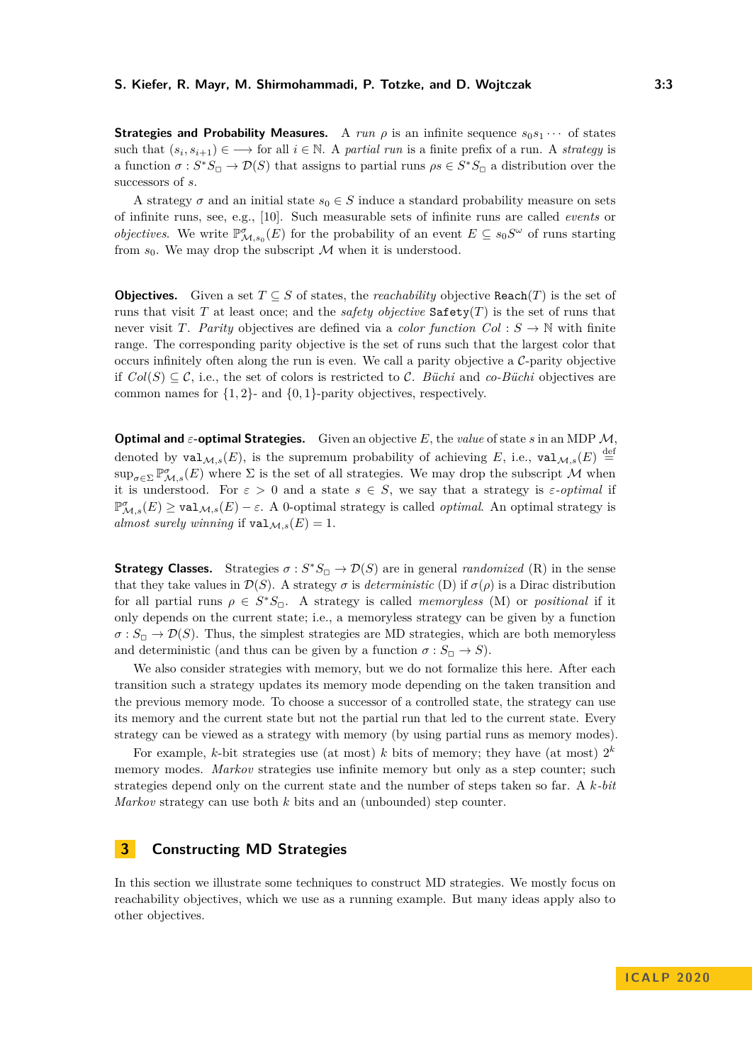**Strategies and Probability Measures.** A *run* $\rho$ is an infinite sequence $s_0 s_1 \cdots$ of states such that $(s_i, s_{i+1}) \in \longrightarrow$ for all $i \in \mathbb{N}$. A *partial run* is a finite prefix of a run. A *strategy* is a function $\sigma : S^* S_\Box \to \mathcal{D}(S)$ that assigns to partial runs $\rho s \in S^* S_\Box$ a distribution over the successors of $s$.

A strategy $\sigma$ and an initial state $s_0 \in S$ induce a standard probability measure on sets of infinite runs, see, e.g., [10]. Such measurable sets of infinite runs are called *events* or *objectives*. We write $\mathbb{P}^\sigma_{\mathcal{M},s_0}(E)$ for the probability of an event $E \subseteq s_0 S^\omega$ of runs starting from $s_0$. We may drop the subscript $\mathcal{M}$ when it is understood.

**Objectives.** Given a set $T \subseteq S$ of states, the *reachability* objective $\texttt{Reach}(T)$ is the set of runs that visit $T$ at least once; and the *safety objective* $\texttt{Safety}(T)$ is the set of runs that never visit $T$. *Parity* objectives are defined via a *color function* $Col : S \to \mathbb{N}$ with finite range. The corresponding parity objective is the set of runs such that the largest color that occurs infinitely often along the run is even. We call a parity objective a $\mathcal{C}$-parity objective if $Col(S) \subseteq \mathcal{C}$, i.e., the set of colors is restricted to $\mathcal{C}$. *Büchi* and *co-Büchi* objectives are common names for $\{1,2\}$- and $\{0,1\}$-parity objectives, respectively.

**Optimal and $\varepsilon$-optimal Strategies.** Given an objective $E$, the *value* of state $s$ in an MDP $\mathcal{M}$, denoted by $\texttt{val}_{\mathcal{M},s}(E)$, is the supremum probability of achieving $E$, i.e., $\texttt{val}_{\mathcal{M},s}(E) \stackrel{\text{def}}{=} \sup_{\sigma \in \Sigma} \mathbb{P}^\sigma_{\mathcal{M},s}(E)$ where $\Sigma$ is the set of all strategies. We may drop the subscript $\mathcal{M}$ when it is understood. For $\varepsilon > 0$ and a state $s \in S$, we say that a strategy is *$\varepsilon$-optimal* if $\mathbb{P}^\sigma_{\mathcal{M},s}(E) \geq \texttt{val}_{\mathcal{M},s}(E) - \varepsilon$. A 0-optimal strategy is called *optimal*. An optimal strategy is *almost surely winning* if $\texttt{val}_{\mathcal{M},s}(E) = 1$.

**Strategy Classes.** Strategies $\sigma : S^* S_\Box \to \mathcal{D}(S)$ are in general *randomized* (R) in the sense that they take values in $\mathcal{D}(S)$. A strategy $\sigma$ is *deterministic* (D) if $\sigma(\rho)$ is a Dirac distribution for all partial runs $\rho \in S^* S_\Box$. A strategy is called *memoryless* (M) or *positional* if it only depends on the current state; i.e., a memoryless strategy can be given by a function $\sigma : S_\Box \to \mathcal{D}(S)$. Thus, the simplest strategies are MD strategies, which are both memoryless and deterministic (and thus can be given by a function $\sigma : S_\Box \to S$).

We also consider strategies with memory, but we do not formalize this here. After each transition such a strategy updates its memory mode depending on the taken transition and the previous memory mode. To choose a successor of a controlled state, the strategy can use its memory and the current state but not the partial run that led to the current state. Every strategy can be viewed as a strategy with memory (by using partial runs as memory modes).

For example, $k$-bit strategies use (at most) $k$ bits of memory; they have (at most) $2^k$ memory modes. *Markov* strategies use infinite memory but only as a step counter; such strategies depend only on the current state and the number of steps taken so far. A *$k$-bit Markov* strategy can use both $k$ bits and an (unbounded) step counter.

## 3 Constructing MD Strategies

In this section we illustrate some techniques to construct MD strategies. We mostly focus on reachability objectives, which we use as a running example. But many ideas apply also to other objectives.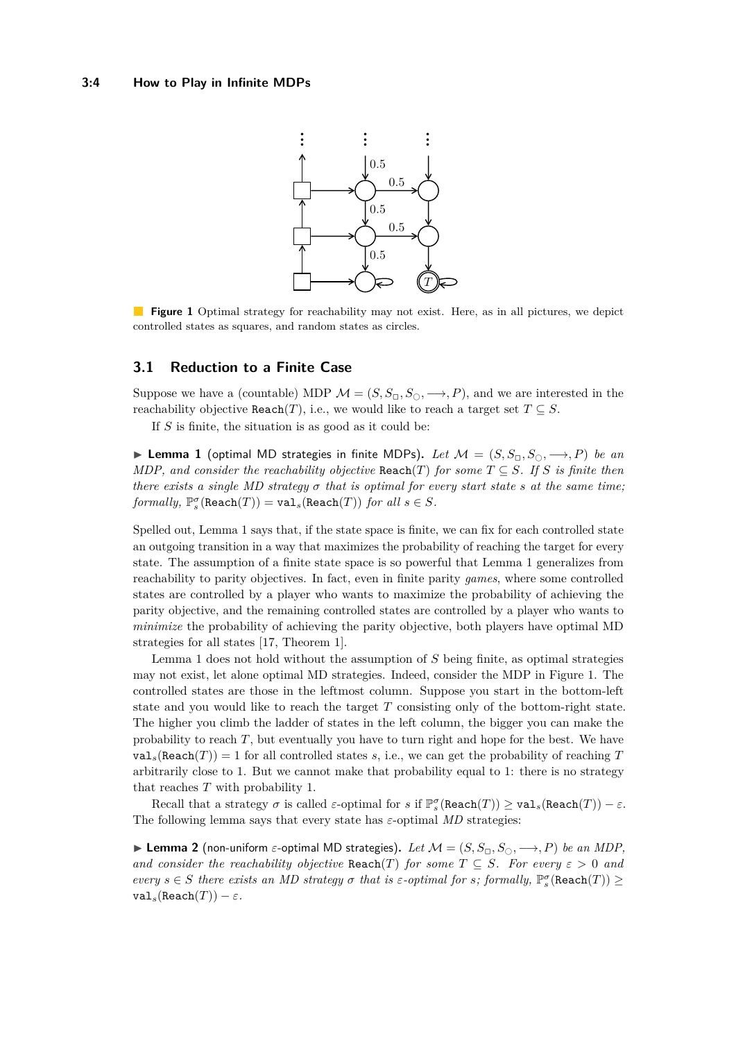**Figure 1** Optimal strategy for reachability may not exist. Here, as in all pictures, we depict controlled states as squares, and random states as circles.

## 3.1 Reduction to a Finite Case

Suppose we have a (countable) MDP $\mathcal{M} = (S, S_\Box, S_\bigcirc, \longrightarrow, P)$, and we are interested in the reachability objective $\texttt{Reach}(T)$, i.e., we would like to reach a target set $T \subseteq S$.

If $S$ is finite, the situation is as good as it could be:

▶ **Lemma 1** (optimal MD strategies in finite MDPs)**.** *Let $\mathcal{M} = (S, S_\Box, S_\bigcirc, \longrightarrow, P)$ be an MDP, and consider the reachability objective $\texttt{Reach}(T)$ for some $T \subseteq S$. If $S$ is finite then there exists a single MD strategy $\sigma$ that is optimal for every start state $s$ at the same time; formally, $\mathbb{P}^\sigma_s(\texttt{Reach}(T)) = \texttt{val}_s(\texttt{Reach}(T))$ for all $s \in S$.*

Spelled out, Lemma 1 says that, if the state space is finite, we can fix for each controlled state an outgoing transition in a way that maximizes the probability of reaching the target for every state. The assumption of a finite state space is so powerful that Lemma 1 generalizes from reachability to parity objectives. In fact, even in finite parity *games*, where some controlled states are controlled by a player who wants to maximize the probability of achieving the parity objective, and the remaining controlled states are controlled by a player who wants to *minimize* the probability of achieving the parity objective, both players have optimal MD strategies for all states [17, Theorem 1].

Lemma 1 does not hold without the assumption of $S$ being finite, as optimal strategies may not exist, let alone optimal MD strategies. Indeed, consider the MDP in Figure 1. The controlled states are those in the leftmost column. Suppose you start in the bottom-left state and you would like to reach the target $T$ consisting only of the bottom-right state. The higher you climb the ladder of states in the left column, the bigger you can make the probability to reach $T$, but eventually you have to turn right and hope for the best. We have $\texttt{val}_s(\texttt{Reach}(T)) = 1$ for all controlled states $s$, i.e., we can get the probability of reaching $T$ arbitrarily close to 1. But we cannot make that probability equal to 1: there is no strategy that reaches $T$ with probability 1.

Recall that a strategy $\sigma$ is called $\varepsilon$-optimal for $s$ if $\mathbb{P}^\sigma_s(\texttt{Reach}(T)) \geq \texttt{val}_s(\texttt{Reach}(T)) - \varepsilon$. The following lemma says that every state has $\varepsilon$-optimal *MD* strategies:

▶ **Lemma 2** (non-uniform $\varepsilon$-optimal MD strategies)**.** *Let $\mathcal{M} = (S, S_\Box, S_\bigcirc, \longrightarrow, P)$ be an MDP, and consider the reachability objective $\texttt{Reach}(T)$ for some $T \subseteq S$. For every $\varepsilon > 0$ and every $s \in S$ there exists an MD strategy $\sigma$ that is $\varepsilon$-optimal for $s$; formally, $\mathbb{P}^\sigma_s(\texttt{Reach}(T)) \geq \texttt{val}_s(\texttt{Reach}(T)) - \varepsilon$.*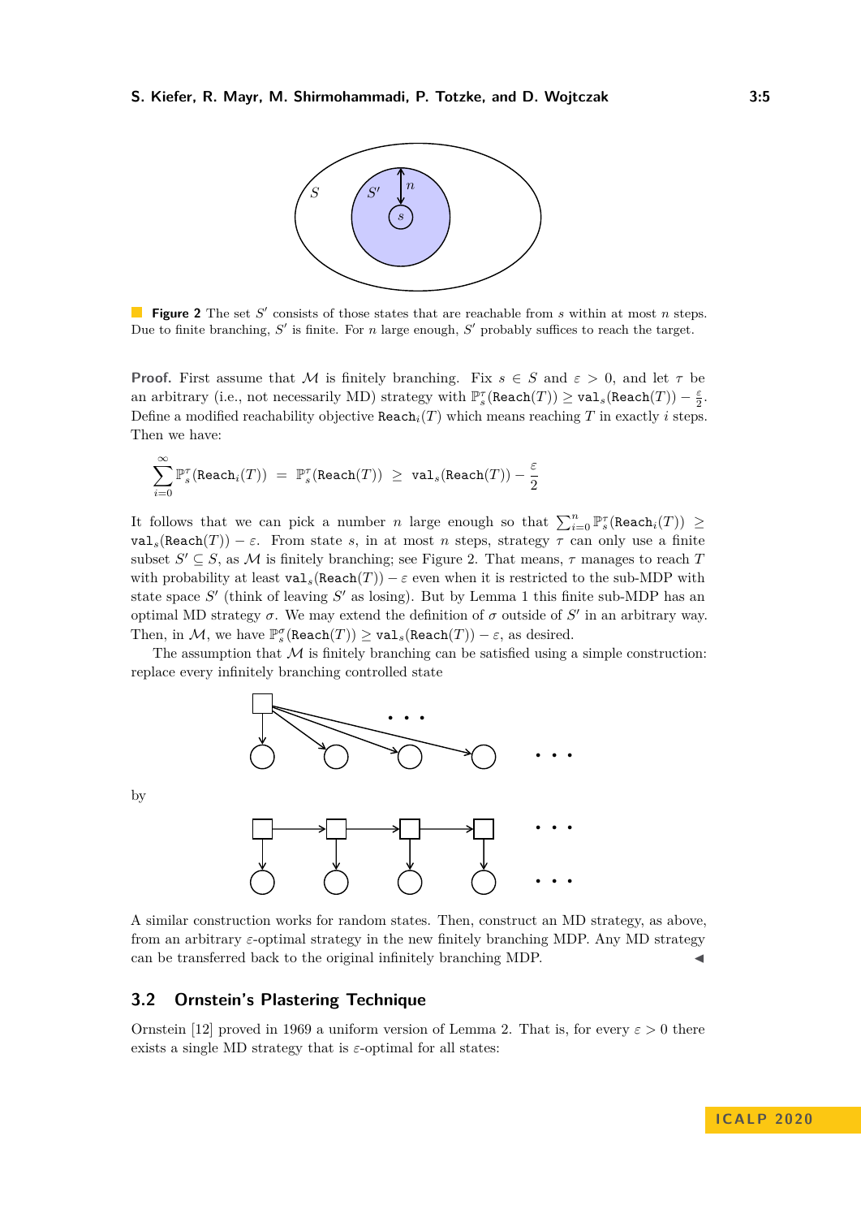**Figure 2** The set $S'$ consists of those states that are reachable from $s$ within at most $n$ steps. Due to finite branching, $S'$ is finite. For $n$ large enough, $S'$ probably suffices to reach the target.

**Proof.** First assume that $\mathcal{M}$ is finitely branching. Fix $s \in S$ and $\varepsilon > 0$, and let $\tau$ be an arbitrary (i.e., not necessarily MD) strategy with $\mathbb{P}_s^\tau(\mathtt{Reach}(T)) \geq \mathtt{val}_s(\mathtt{Reach}(T)) - \frac{\varepsilon}{2}$. Define a modified reachability objective $\mathtt{Reach}_i(T)$ which means reaching $T$ in exactly $i$ steps. Then we have:

$$\sum_{i=0}^{\infty} \mathbb{P}_s^\tau(\mathtt{Reach}_i(T)) \;=\; \mathbb{P}_s^\tau(\mathtt{Reach}(T)) \;\geq\; \mathtt{val}_s(\mathtt{Reach}(T)) - \frac{\varepsilon}{2}$$

It follows that we can pick a number $n$ large enough so that $\sum_{i=0}^{n} \mathbb{P}_s^\tau(\mathtt{Reach}_i(T)) \geq \mathtt{val}_s(\mathtt{Reach}(T)) - \varepsilon$. From state $s$, in at most $n$ steps, strategy $\tau$ can only use a finite subset $S' \subseteq S$, as $\mathcal{M}$ is finitely branching; see Figure 2. That means, $\tau$ manages to reach $T$ with probability at least $\mathtt{val}_s(\mathtt{Reach}(T)) - \varepsilon$ even when it is restricted to the sub-MDP with state space $S'$ (think of leaving $S'$ as losing). But by Lemma 1 this finite sub-MDP has an optimal MD strategy $\sigma$. We may extend the definition of $\sigma$ outside of $S'$ in an arbitrary way. Then, in $\mathcal{M}$, we have $\mathbb{P}_s^\sigma(\mathtt{Reach}(T)) \geq \mathtt{val}_s(\mathtt{Reach}(T)) - \varepsilon$, as desired.

The assumption that $\mathcal{M}$ is finitely branching can be satisfied using a simple construction: replace every infinitely branching controlled state

by

A similar construction works for random states. Then, construct an MD strategy, as above, from an arbitrary $\varepsilon$-optimal strategy in the new finitely branching MDP. Any MD strategy can be transferred back to the original infinitely branching MDP. ◀

## 3.2 Ornstein's Plastering Technique

Ornstein [12] proved in 1969 a uniform version of Lemma 2. That is, for every $\varepsilon > 0$ there exists a single MD strategy that is $\varepsilon$-optimal for all states: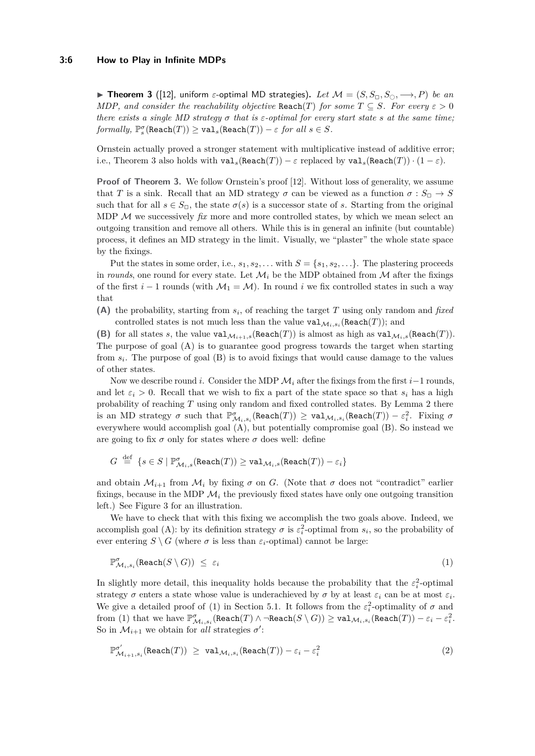▶ **Theorem 3** ([12], uniform $\varepsilon$-optimal MD strategies)**.** *Let $\mathcal{M} = (S, S_\Box, S_\bigcirc, \longrightarrow, P)$ be an MDP, and consider the reachability objective $\mathtt{Reach}(T)$ for some $T \subseteq S$. For every $\varepsilon > 0$ there exists a single MD strategy $\sigma$ that is $\varepsilon$-optimal for every start state $s$ at the same time; formally, $\mathbb{P}^\sigma_s(\mathtt{Reach}(T)) \geq \mathtt{val}_s(\mathtt{Reach}(T)) - \varepsilon$ for all $s \in S$.*

Ornstein actually proved a stronger statement with multiplicative instead of additive error; i.e., Theorem 3 also holds with $\mathtt{val}_s(\mathtt{Reach}(T)) - \varepsilon$ replaced by $\mathtt{val}_s(\mathtt{Reach}(T)) \cdot (1 - \varepsilon)$.

**Proof of Theorem 3.** We follow Ornstein's proof [12]. Without loss of generality, we assume that $T$ is a sink. Recall that an MD strategy $\sigma$ can be viewed as a function $\sigma : S_\Box \to S$ such that for all $s \in S_\Box$, the state $\sigma(s)$ is a successor state of $s$. Starting from the original MDP $\mathcal{M}$ we successively *fix* more and more controlled states, by which we mean select an outgoing transition and remove all others. While this is in general an infinite (but countable) process, it defines an MD strategy in the limit. Visually, we "plaster" the whole state space by the fixings.

Put the states in some order, i.e., $s_1, s_2, \ldots$ with $S = \{s_1, s_2, \ldots\}$. The plastering proceeds in *rounds*, one round for every state. Let $\mathcal{M}_i$ be the MDP obtained from $\mathcal{M}$ after the fixings of the first $i - 1$ rounds (with $\mathcal{M}_1 = \mathcal{M}$). In round $i$ we fix controlled states in such a way that

**(A)** the probability, starting from $s_i$, of reaching the target $T$ using only random and *fixed* controlled states is not much less than the value $\mathtt{val}_{\mathcal{M}_i, s_i}(\mathtt{Reach}(T))$; and

**(B)** for all states $s$, the value $\mathtt{val}_{\mathcal{M}_{i+1}, s}(\mathtt{Reach}(T))$ is almost as high as $\mathtt{val}_{\mathcal{M}_i, s}(\mathtt{Reach}(T))$.

The purpose of goal (A) is to guarantee good progress towards the target when starting from $s_i$. The purpose of goal (B) is to avoid fixings that would cause damage to the values of other states.

Now we describe round $i$. Consider the MDP $\mathcal{M}_i$ after the fixings from the first $i-1$ rounds, and let $\varepsilon_i > 0$. Recall that we wish to fix a part of the state space so that $s_i$ has a high probability of reaching $T$ using only random and fixed controlled states. By Lemma 2 there is an MD strategy $\sigma$ such that $\mathbb{P}^\sigma_{\mathcal{M}_i, s_i}(\mathtt{Reach}(T)) \geq \mathtt{val}_{\mathcal{M}_i, s_i}(\mathtt{Reach}(T)) - \varepsilon_i^2$. Fixing $\sigma$ everywhere would accomplish goal (A), but potentially compromise goal (B). So instead we are going to fix $\sigma$ only for states where $\sigma$ does well: define

$$G \stackrel{\text{def}}{=} \{s \in S \mid \mathbb{P}^\sigma_{\mathcal{M}_i, s}(\mathtt{Reach}(T)) \geq \mathtt{val}_{\mathcal{M}_i, s}(\mathtt{Reach}(T)) - \varepsilon_i\}$$

and obtain $\mathcal{M}_{i+1}$ from $\mathcal{M}_i$ by fixing $\sigma$ on $G$. (Note that $\sigma$ does not "contradict" earlier fixings, because in the MDP $\mathcal{M}_i$ the previously fixed states have only one outgoing transition left.) See Figure 3 for an illustration.

We have to check that with this fixing we accomplish the two goals above. Indeed, we accomplish goal (A): by its definition strategy $\sigma$ is $\varepsilon_i^2$-optimal from $s_i$, so the probability of ever entering $S \setminus G$ (where $\sigma$ is less than $\varepsilon_i$-optimal) cannot be large:

$$\mathbb{P}^\sigma_{\mathcal{M}_i, s_i}(\mathtt{Reach}(S \setminus G)) \;\leq\; \varepsilon_i \tag{1}$$

In slightly more detail, this inequality holds because the probability that the $\varepsilon_i^2$-optimal strategy $\sigma$ enters a state whose value is underachieved by $\sigma$ by at least $\varepsilon_i$ can be at most $\varepsilon_i$. We give a detailed proof of (1) in Section 5.1. It follows from the $\varepsilon_i^2$-optimality of $\sigma$ and from (1) that we have $\mathbb{P}^\sigma_{\mathcal{M}_i, s_i}(\mathtt{Reach}(T) \wedge \neg\mathtt{Reach}(S \setminus G)) \geq \mathtt{val}_{\mathcal{M}_i, s_i}(\mathtt{Reach}(T)) - \varepsilon_i - \varepsilon_i^2$. So in $\mathcal{M}_{i+1}$ we obtain for *all* strategies $\sigma'$:

$$\mathbb{P}^{\sigma'}_{\mathcal{M}_{i+1}, s_i}(\mathtt{Reach}(T)) \;\geq\; \mathtt{val}_{\mathcal{M}_i, s_i}(\mathtt{Reach}(T)) - \varepsilon_i - \varepsilon_i^2 \tag{2}$$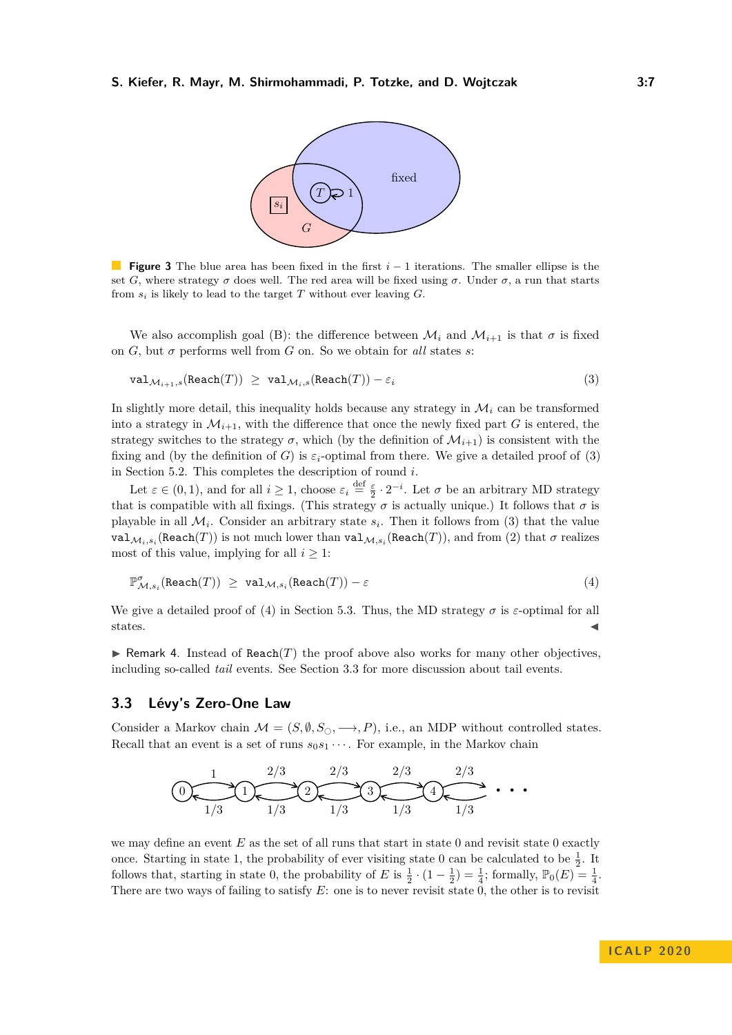**Figure 3** The blue area has been fixed in the first $i-1$ iterations. The smaller ellipse is the set $G$, where strategy $\sigma$ does well. The red area will be fixed using $\sigma$. Under $\sigma$, a run that starts from $s_i$ is likely to lead to the target $T$ without ever leaving $G$.

We also accomplish goal (B): the difference between $\mathcal{M}_i$ and $\mathcal{M}_{i+1}$ is that $\sigma$ is fixed on $G$, but $\sigma$ performs well from $G$ on. So we obtain for *all* states $s$:

$$\mathtt{val}_{\mathcal{M}_{i+1},s}(\mathtt{Reach}(T)) \;\geq\; \mathtt{val}_{\mathcal{M}_i,s}(\mathtt{Reach}(T)) - \varepsilon_i \tag{3}$$

In slightly more detail, this inequality holds because any strategy in $\mathcal{M}_i$ can be transformed into a strategy in $\mathcal{M}_{i+1}$, with the difference that once the newly fixed part $G$ is entered, the strategy switches to the strategy $\sigma$, which (by the definition of $\mathcal{M}_{i+1}$) is consistent with the fixing and (by the definition of $G$) is $\varepsilon_i$-optimal from there. We give a detailed proof of (3) in Section 5.2. This completes the description of round $i$.

Let $\varepsilon \in (0,1)$, and for all $i \geq 1$, choose $\varepsilon_i \stackrel{\text{def}}{=} \frac{\varepsilon}{2} \cdot 2^{-i}$. Let $\sigma$ be an arbitrary MD strategy that is compatible with all fixings. (This strategy $\sigma$ is actually unique.) It follows that $\sigma$ is playable in all $\mathcal{M}_i$. Consider an arbitrary state $s_i$. Then it follows from (3) that the value $\mathtt{val}_{\mathcal{M}_i,s_i}(\mathtt{Reach}(T))$ is not much lower than $\mathtt{val}_{\mathcal{M},s_i}(\mathtt{Reach}(T))$, and from (2) that $\sigma$ realizes most of this value, implying for all $i \geq 1$:

$$\mathbb{P}^{\sigma}_{\mathcal{M},s_i}(\mathtt{Reach}(T)) \;\geq\; \mathtt{val}_{\mathcal{M},s_i}(\mathtt{Reach}(T)) - \varepsilon \tag{4}$$

We give a detailed proof of (4) in Section 5.3. Thus, the MD strategy $\sigma$ is $\varepsilon$-optimal for all states. ◀

▶ Remark 4. Instead of $\mathtt{Reach}(T)$ the proof above also works for many other objectives, including so-called *tail* events. See Section 3.3 for more discussion about tail events.

## 3.3 Lévy's Zero-One Law

Consider a Markov chain $\mathcal{M} = (S, \emptyset, S_{\bigcirc}, \longrightarrow, P)$, i.e., an MDP without controlled states. Recall that an event is a set of runs $s_0 s_1 \cdots$. For example, in the Markov chain

we may define an event $E$ as the set of all runs that start in state 0 and revisit state 0 exactly once. Starting in state 1, the probability of ever visiting state 0 can be calculated to be $\frac{1}{2}$. It follows that, starting in state 0, the probability of $E$ is $\frac{1}{2} \cdot (1 - \frac{1}{2}) = \frac{1}{4}$; formally, $\mathbb{P}_0(E) = \frac{1}{4}$. There are two ways of failing to satisfy $E$: one is to never revisit state 0, the other is to revisit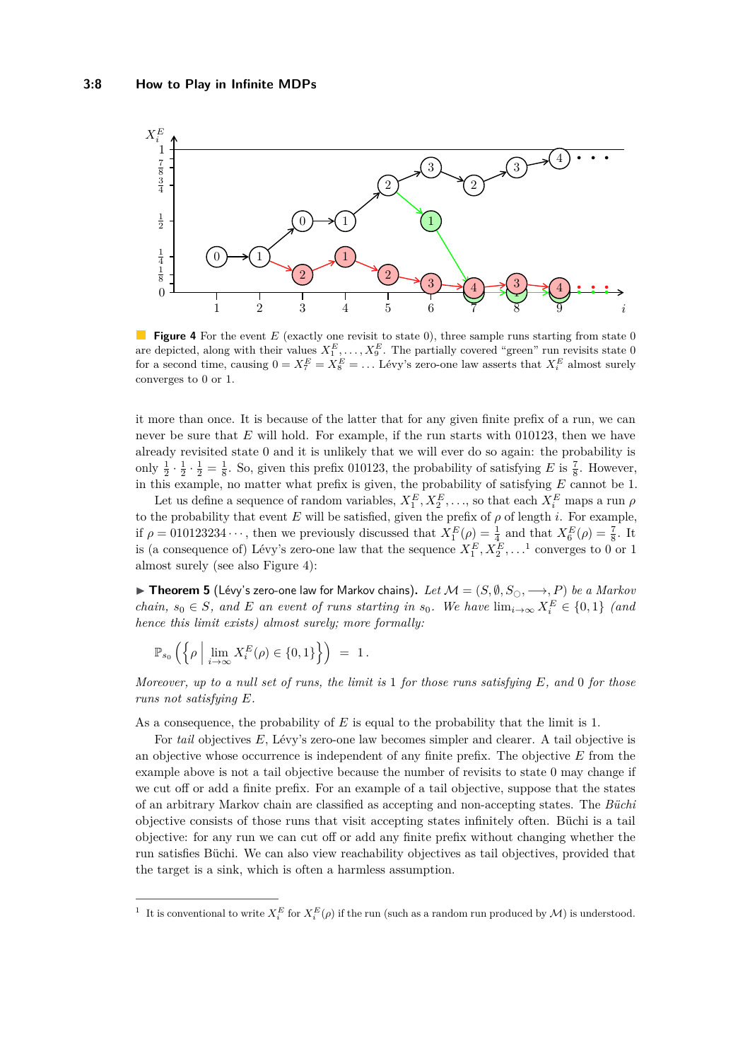**Figure 4** For the event $E$ (exactly one revisit to state 0), three sample runs starting from state 0 are depicted, along with their values $X_1^E, \ldots, X_9^E$. The partially covered "green" run revisits state 0 for a second time, causing $0 = X_7^E = X_8^E = \ldots$ Lévy's zero-one law asserts that $X_i^E$ almost surely converges to 0 or 1.

it more than once. It is because of the latter that for any given finite prefix of a run, we can never be sure that $E$ will hold. For example, if the run starts with 010123, then we have already revisited state 0 and it is unlikely that we will ever do so again: the probability is only $\frac{1}{2} \cdot \frac{1}{2} \cdot \frac{1}{2} = \frac{1}{8}$. So, given this prefix 010123, the probability of satisfying $E$ is $\frac{7}{8}$. However, in this example, no matter what prefix is given, the probability of satisfying $E$ cannot be 1.

Let us define a sequence of random variables, $X_1^E, X_2^E, \ldots$, so that each $X_i^E$ maps a run $\rho$ to the probability that event $E$ will be satisfied, given the prefix of $\rho$ of length $i$. For example, if $\rho = 010123234\cdots$, then we previously discussed that $X_1^E(\rho) = \frac{1}{4}$ and that $X_6^E(\rho) = \frac{7}{8}$. It is (a consequence of) Lévy's zero-one law that the sequence $X_1^E, X_2^E, \ldots$[1] converges to 0 or 1 almost surely (see also Figure 4):

▶ **Theorem 5** (Lévy's zero-one law for Markov chains). *Let $\mathcal{M} = (S, \emptyset, S_\bigcirc, \longrightarrow, P)$ be a Markov chain, $s_0 \in S$, and $E$ an event of runs starting in $s_0$. We have $\lim_{i\to\infty} X_i^E \in \{0, 1\}$ (and hence this limit exists) almost surely; more formally:*

$$\mathbb{P}_{s_0}\left(\left\{\rho \;\middle|\; \lim_{i\to\infty} X_i^E(\rho) \in \{0,1\}\right\}\right) \;=\; 1\,.$$

*Moreover, up to a null set of runs, the limit is 1 for those runs satisfying $E$, and 0 for those runs not satisfying $E$.*

As a consequence, the probability of $E$ is equal to the probability that the limit is 1.

For *tail* objectives $E$, Lévy's zero-one law becomes simpler and clearer. A tail objective is an objective whose occurrence is independent of any finite prefix. The objective $E$ from the example above is not a tail objective because the number of revisits to state 0 may change if we cut off or add a finite prefix. For an example of a tail objective, suppose that the states of an arbitrary Markov chain are classified as accepting and non-accepting states. The *Büchi* objective consists of those runs that visit accepting states infinitely often. Büchi is a tail objective: for any run we can cut off or add any finite prefix without changing whether the run satisfies Büchi. We can also view reachability objectives as tail objectives, provided that the target is a sink, which is often a harmless assumption.

[1] It is conventional to write $X_i^E$ for $X_i^E(\rho)$ if the run (such as a random run produced by $\mathcal{M}$) is understood.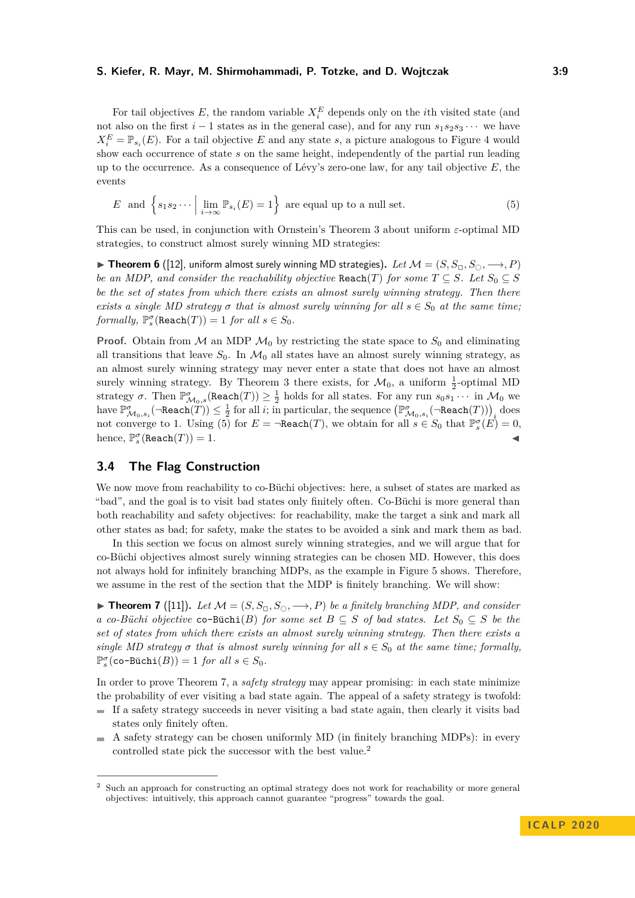For tail objectives $E$, the random variable $X_i^E$ depends only on the $i$th visited state (and not also on the first $i-1$ states as in the general case), and for any run $s_1 s_2 s_3 \cdots$ we have $X_i^E = \mathbb{P}_{s_i}(E)$. For a tail objective $E$ and any state $s$, a picture analogous to Figure 4 would show each occurrence of state $s$ on the same height, independently of the partial run leading up to the occurrence. As a consequence of Lévy's zero-one law, for any tail objective $E$, the events

$$E \quad \text{and} \quad \left\{ s_1 s_2 \cdots \;\middle|\; \lim_{i \to \infty} \mathbb{P}_{s_i}(E) = 1 \right\} \quad \text{are equal up to a null set.} \tag{5}$$

This can be used, in conjunction with Ornstein's Theorem 3 about uniform $\varepsilon$-optimal MD strategies, to construct almost surely winning MD strategies:

▶ **Theorem 6** ([12], uniform almost surely winning MD strategies). *Let $\mathcal{M} = (S, S_\Box, S_\bigcirc, \longrightarrow, P)$ be an MDP, and consider the reachability objective $\mathtt{Reach}(T)$ for some $T \subseteq S$. Let $S_0 \subseteq S$ be the set of states from which there exists an almost surely winning strategy. Then there exists a single MD strategy $\sigma$ that is almost surely winning for all $s \in S_0$ at the same time; formally, $\mathbb{P}_s^\sigma(\mathtt{Reach}(T)) = 1$ for all $s \in S_0$.*

**Proof.** Obtain from $\mathcal{M}$ an MDP $\mathcal{M}_0$ by restricting the state space to $S_0$ and eliminating all transitions that leave $S_0$. In $\mathcal{M}_0$ all states have an almost surely winning strategy, as an almost surely winning strategy may never enter a state that does not have an almost surely winning strategy. By Theorem 3 there exists, for $\mathcal{M}_0$, a uniform $\frac{1}{2}$-optimal MD strategy $\sigma$. Then $\mathbb{P}_{\mathcal{M}_0,s}^\sigma(\mathtt{Reach}(T)) \geq \frac{1}{2}$ holds for all states. For any run $s_0 s_1 \cdots$ in $\mathcal{M}_0$ we have $\mathbb{P}_{\mathcal{M}_0,s_i}^\sigma(\neg\mathtt{Reach}(T)) \leq \frac{1}{2}$ for all $i$; in particular, the sequence $\left(\mathbb{P}_{\mathcal{M}_0,s_i}^\sigma(\neg\mathtt{Reach}(T))\right)_i$ does not converge to 1. Using (5) for $E = \neg\mathtt{Reach}(T)$, we obtain for all $s \in S_0$ that $\mathbb{P}_s^\sigma(E) = 0$, hence, $\mathbb{P}_s^\sigma(\mathtt{Reach}(T)) = 1$. ◀

### 3.4 The Flag Construction

We now move from reachability to co-Büchi objectives: here, a subset of states are marked as "bad", and the goal is to visit bad states only finitely often. Co-Büchi is more general than both reachability and safety objectives: for reachability, make the target a sink and mark all other states as bad; for safety, make the states to be avoided a sink and mark them as bad.

In this section we focus on almost surely winning strategies, and we will argue that for co-Büchi objectives almost surely winning strategies can be chosen MD. However, this does not always hold for infinitely branching MDPs, as the example in Figure 5 shows. Therefore, we assume in the rest of the section that the MDP is finitely branching. We will show:

▶ **Theorem 7** ([11]). *Let $\mathcal{M} = (S, S_\Box, S_\bigcirc, \longrightarrow, P)$ be a finitely branching MDP, and consider a co-Büchi objective $\mathtt{co\text{-}Büchi}(B)$ for some set $B \subseteq S$ of bad states. Let $S_0 \subseteq S$ be the set of states from which there exists an almost surely winning strategy. Then there exists a single MD strategy $\sigma$ that is almost surely winning for all $s \in S_0$ at the same time; formally, $\mathbb{P}_s^\sigma(\mathtt{co\text{-}Büchi}(B)) = 1$ for all $s \in S_0$.*

In order to prove Theorem 7, a *safety strategy* may appear promising: in each state minimize the probability of ever visiting a bad state again. The appeal of a safety strategy is twofold:

- If a safety strategy succeeds in never visiting a bad state again, then clearly it visits bad states only finitely often.
- A safety strategy can be chosen uniformly MD (in finitely branching MDPs): in every controlled state pick the successor with the best value.[2]

[2] Such an approach for constructing an optimal strategy does not work for reachability or more general objectives: intuitively, this approach cannot guarantee "progress" towards the goal.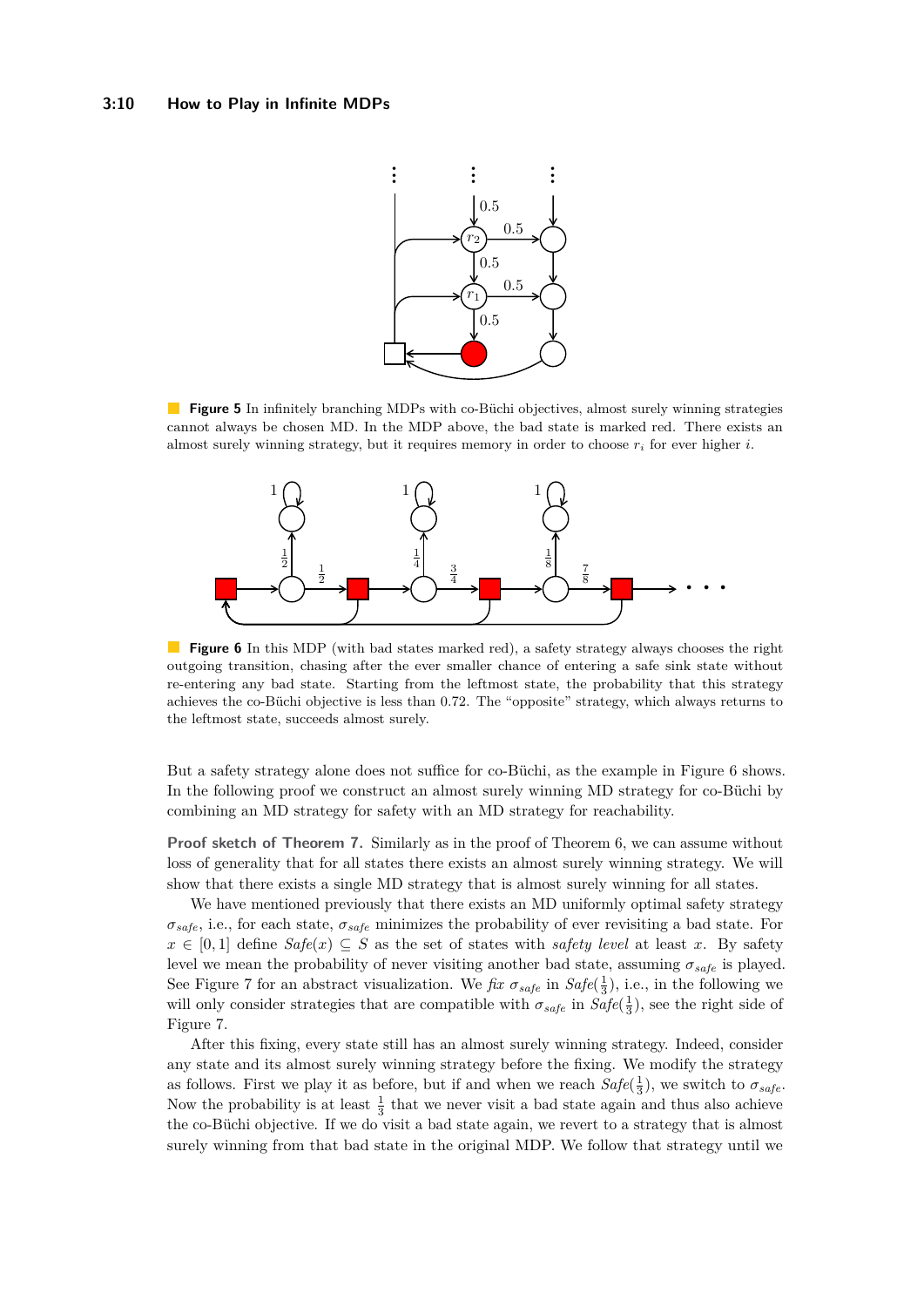**Figure 5** In infinitely branching MDPs with co-Büchi objectives, almost surely winning strategies cannot always be chosen MD. In the MDP above, the bad state is marked red. There exists an almost surely winning strategy, but it requires memory in order to choose $r_i$ for ever higher $i$.

**Figure 6** In this MDP (with bad states marked red), a safety strategy always chooses the right outgoing transition, chasing after the ever smaller chance of entering a safe sink state without re-entering any bad state. Starting from the leftmost state, the probability that this strategy achieves the co-Büchi objective is less than 0.72. The "opposite" strategy, which always returns to the leftmost state, succeeds almost surely.

But a safety strategy alone does not suffice for co-Büchi, as the example in Figure 6 shows. In the following proof we construct an almost surely winning MD strategy for co-Büchi by combining an MD strategy for safety with an MD strategy for reachability.

**Proof sketch of Theorem 7.** Similarly as in the proof of Theorem 6, we can assume without loss of generality that for all states there exists an almost surely winning strategy. We will show that there exists a single MD strategy that is almost surely winning for all states.

We have mentioned previously that there exists an MD uniformly optimal safety strategy $\sigma_{safe}$, i.e., for each state, $\sigma_{safe}$ minimizes the probability of ever revisiting a bad state. For $x \in [0,1]$ define $\mathit{Safe}(x) \subseteq S$ as the set of states with *safety level* at least $x$. By safety level we mean the probability of never visiting another bad state, assuming $\sigma_{safe}$ is played. See Figure 7 for an abstract visualization. We *fix* $\sigma_{safe}$ in $\mathit{Safe}(\frac{1}{3})$, i.e., in the following we will only consider strategies that are compatible with $\sigma_{safe}$ in $\mathit{Safe}(\frac{1}{3})$, see the right side of Figure 7.

After this fixing, every state still has an almost surely winning strategy. Indeed, consider any state and its almost surely winning strategy before the fixing. We modify the strategy as follows. First we play it as before, but if and when we reach $\mathit{Safe}(\frac{1}{3})$, we switch to $\sigma_{safe}$. Now the probability is at least $\frac{1}{3}$ that we never visit a bad state again and thus also achieve the co-Büchi objective. If we do visit a bad state again, we revert to a strategy that is almost surely winning from that bad state in the original MDP. We follow that strategy until we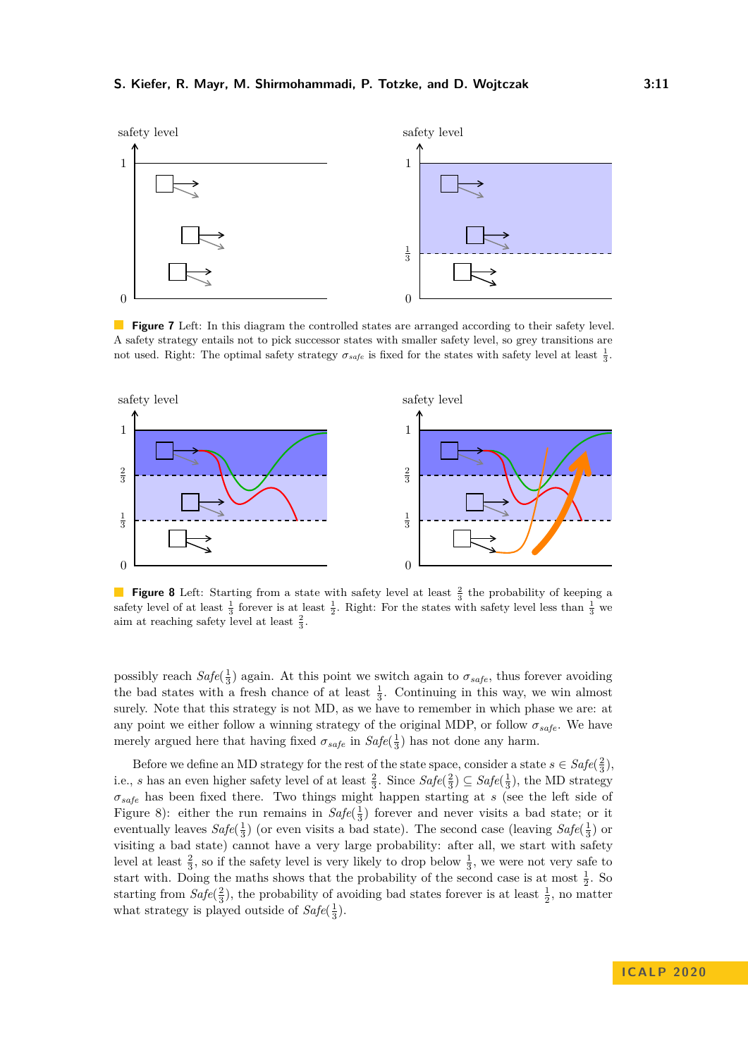**Figure 7** Left: In this diagram the controlled states are arranged according to their safety level. A safety strategy entails not to pick successor states with smaller safety level, so grey transitions are not used. Right: The optimal safety strategy $\sigma_{safe}$ is fixed for the states with safety level at least $\frac{1}{3}$.

**Figure 8** Left: Starting from a state with safety level at least $\frac{2}{3}$ the probability of keeping a safety level of at least $\frac{1}{3}$ forever is at least $\frac{1}{2}$. Right: For the states with safety level less than $\frac{1}{3}$ we aim at reaching safety level at least $\frac{2}{3}$.

possibly reach $\mathit{Safe}(\frac{1}{3})$ again. At this point we switch again to $\sigma_{safe}$, thus forever avoiding the bad states with a fresh chance of at least $\frac{1}{3}$. Continuing in this way, we win almost surely. Note that this strategy is not MD, as we have to remember in which phase we are: at any point we either follow a winning strategy of the original MDP, or follow $\sigma_{safe}$. We have merely argued here that having fixed $\sigma_{safe}$ in $\mathit{Safe}(\frac{1}{3})$ has not done any harm.

Before we define an MD strategy for the rest of the state space, consider a state $s \in \mathit{Safe}(\frac{2}{3})$, i.e., $s$ has an even higher safety level of at least $\frac{2}{3}$. Since $\mathit{Safe}(\frac{2}{3}) \subseteq \mathit{Safe}(\frac{1}{3})$, the MD strategy $\sigma_{safe}$ has been fixed there. Two things might happen starting at $s$ (see the left side of Figure 8): either the run remains in $\mathit{Safe}(\frac{1}{3})$ forever and never visits a bad state; or it eventually leaves $\mathit{Safe}(\frac{1}{3})$ (or even visits a bad state). The second case (leaving $\mathit{Safe}(\frac{1}{3})$ or visiting a bad state) cannot have a very large probability: after all, we start with safety level at least $\frac{2}{3}$, so if the safety level is very likely to drop below $\frac{1}{3}$, we were not very safe to start with. Doing the maths shows that the probability of the second case is at most $\frac{1}{2}$. So starting from $\mathit{Safe}(\frac{2}{3})$, the probability of avoiding bad states forever is at least $\frac{1}{2}$, no matter what strategy is played outside of $\mathit{Safe}(\frac{1}{3})$.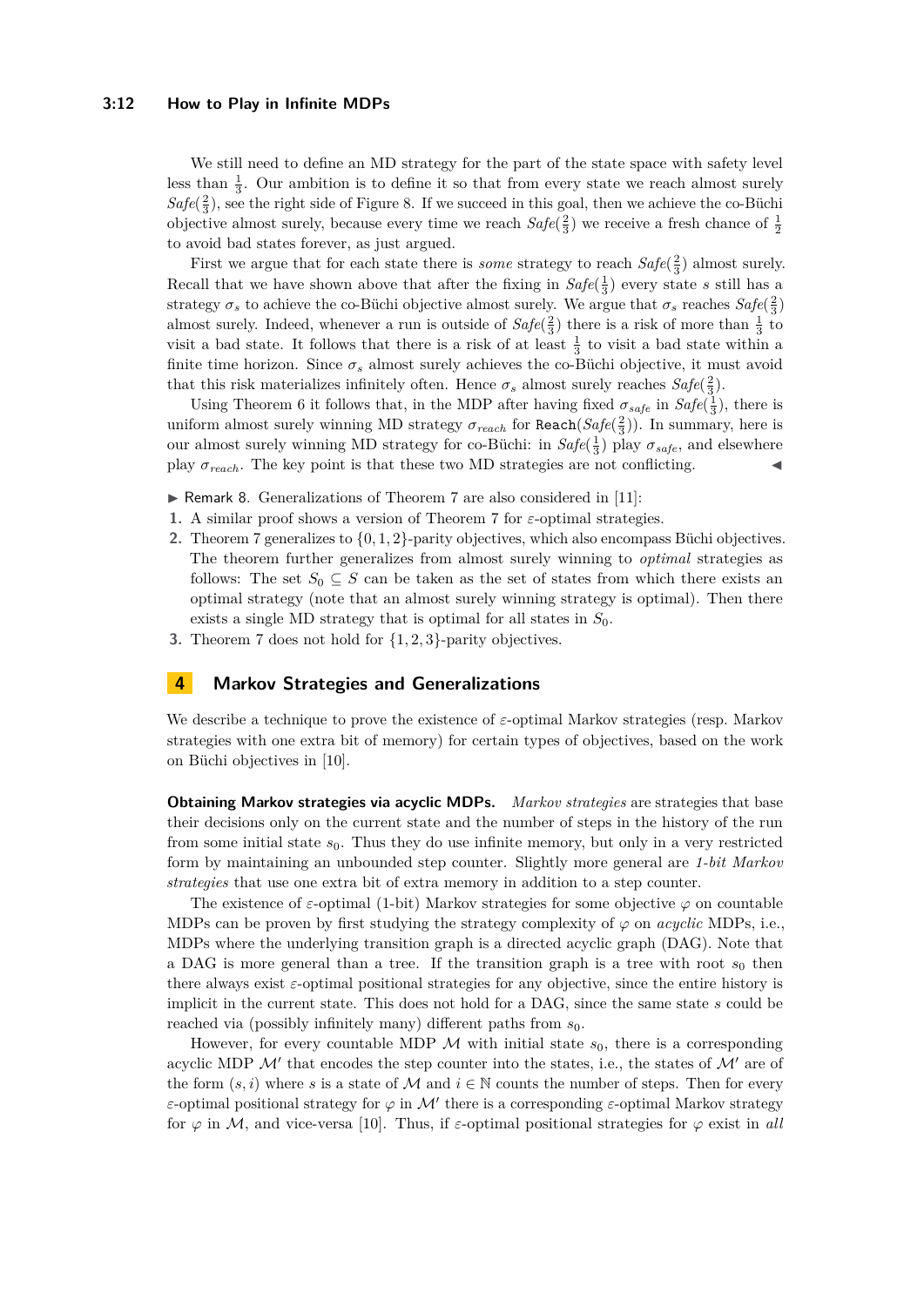We still need to define an MD strategy for the part of the state space with safety level less than $\frac{1}{3}$. Our ambition is to define it so that from every state we reach almost surely $\mathit{Safe}(\frac{2}{3})$, see the right side of Figure 8. If we succeed in this goal, then we achieve the co-Büchi objective almost surely, because every time we reach $\mathit{Safe}(\frac{2}{3})$ we receive a fresh chance of $\frac{1}{2}$ to avoid bad states forever, as just argued.

First we argue that for each state there is *some* strategy to reach $\mathit{Safe}(\frac{2}{3})$ almost surely. Recall that we have shown above that after the fixing in $\mathit{Safe}(\frac{1}{3})$ every state $s$ still has a strategy $\sigma_s$ to achieve the co-Büchi objective almost surely. We argue that $\sigma_s$ reaches $\mathit{Safe}(\frac{2}{3})$ almost surely. Indeed, whenever a run is outside of $\mathit{Safe}(\frac{2}{3})$ there is a risk of more than $\frac{1}{3}$ to visit a bad state. It follows that there is a risk of at least $\frac{1}{3}$ to visit a bad state within a finite time horizon. Since $\sigma_s$ almost surely achieves the co-Büchi objective, it must avoid that this risk materializes infinitely often. Hence $\sigma_s$ almost surely reaches $\mathit{Safe}(\frac{2}{3})$.

Using Theorem 6 it follows that, in the MDP after having fixed $\sigma_{safe}$ in $\mathit{Safe}(\frac{1}{3})$, there is uniform almost surely winning MD strategy $\sigma_{reach}$ for $\mathtt{Reach}(\mathit{Safe}(\frac{2}{3}))$. In summary, here is our almost surely winning MD strategy for co-Büchi: in $\mathit{Safe}(\frac{1}{3})$ play $\sigma_{safe}$, and elsewhere play $\sigma_{reach}$. The key point is that these two MD strategies are not conflicting. ◀

▶ Remark 8. Generalizations of Theorem 7 are also considered in [11]:

1. A similar proof shows a version of Theorem 7 for $\varepsilon$-optimal strategies.
2. Theorem 7 generalizes to $\{0, 1, 2\}$-parity objectives, which also encompass Büchi objectives. The theorem further generalizes from almost surely winning to *optimal* strategies as follows: The set $S_0 \subseteq S$ can be taken as the set of states from which there exists an optimal strategy (note that an almost surely winning strategy is optimal). Then there exists a single MD strategy that is optimal for all states in $S_0$.
3. Theorem 7 does not hold for $\{1, 2, 3\}$-parity objectives.

## 4 Markov Strategies and Generalizations

We describe a technique to prove the existence of $\varepsilon$-optimal Markov strategies (resp. Markov strategies with one extra bit of memory) for certain types of objectives, based on the work on Büchi objectives in [10].

**Obtaining Markov strategies via acyclic MDPs.** *Markov strategies* are strategies that base their decisions only on the current state and the number of steps in the history of the run from some initial state $s_0$. Thus they do use infinite memory, but only in a very restricted form by maintaining an unbounded step counter. Slightly more general are *1-bit Markov strategies* that use one extra bit of extra memory in addition to a step counter.

The existence of $\varepsilon$-optimal (1-bit) Markov strategies for some objective $\varphi$ on countable MDPs can be proven by first studying the strategy complexity of $\varphi$ on *acyclic* MDPs, i.e., MDPs where the underlying transition graph is a directed acyclic graph (DAG). Note that a DAG is more general than a tree. If the transition graph is a tree with root $s_0$ then there always exist $\varepsilon$-optimal positional strategies for any objective, since the entire history is implicit in the current state. This does not hold for a DAG, since the same state $s$ could be reached via (possibly infinitely many) different paths from $s_0$.

However, for every countable MDP $\mathcal{M}$ with initial state $s_0$, there is a corresponding acyclic MDP $\mathcal{M}'$ that encodes the step counter into the states, i.e., the states of $\mathcal{M}'$ are of the form $(s, i)$ where $s$ is a state of $\mathcal{M}$ and $i \in \mathbb{N}$ counts the number of steps. Then for every $\varepsilon$-optimal positional strategy for $\varphi$ in $\mathcal{M}'$ there is a corresponding $\varepsilon$-optimal Markov strategy for $\varphi$ in $\mathcal{M}$, and vice-versa [10]. Thus, if $\varepsilon$-optimal positional strategies for $\varphi$ exist in *all*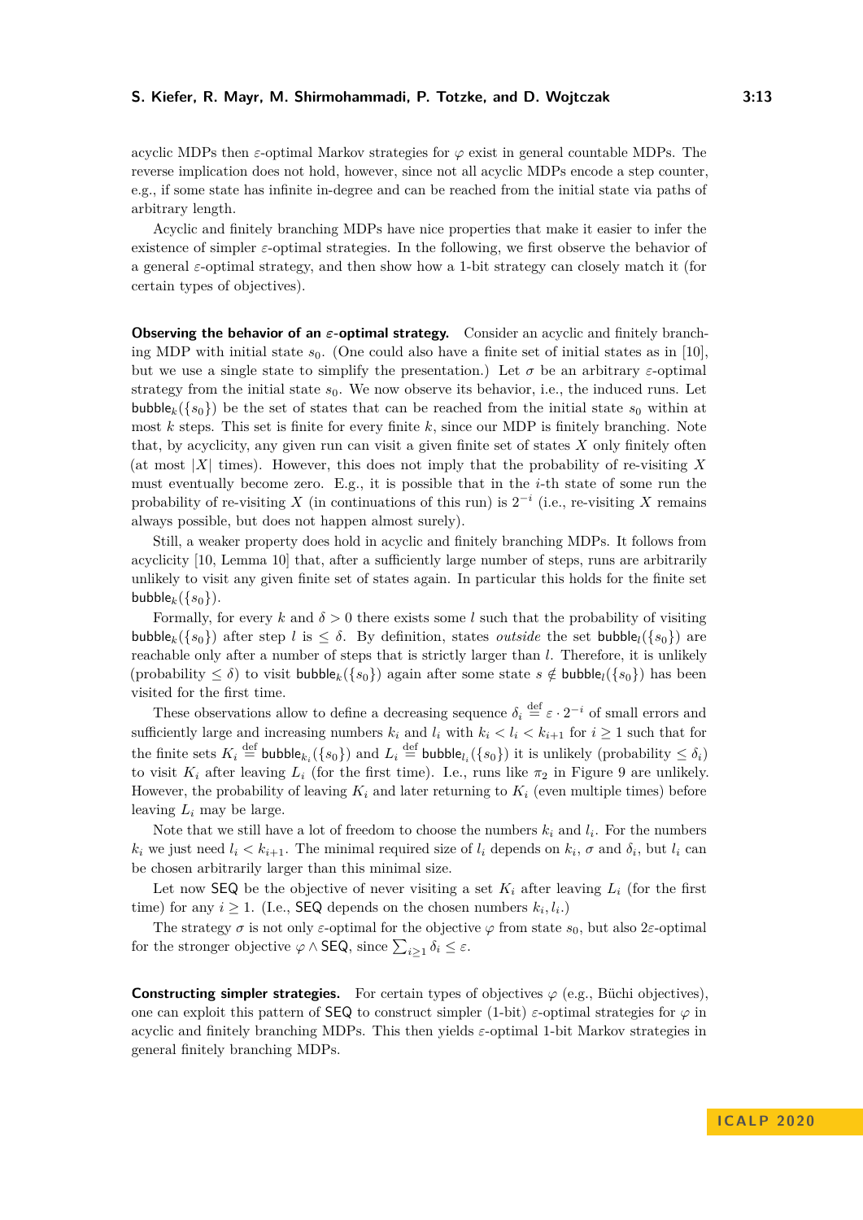acyclic MDPs then $\varepsilon$-optimal Markov strategies for $\varphi$ exist in general countable MDPs. The reverse implication does not hold, however, since not all acyclic MDPs encode a step counter, e.g., if some state has infinite in-degree and can be reached from the initial state via paths of arbitrary length.

Acyclic and finitely branching MDPs have nice properties that make it easier to infer the existence of simpler $\varepsilon$-optimal strategies. In the following, we first observe the behavior of a general $\varepsilon$-optimal strategy, and then show how a 1-bit strategy can closely match it (for certain types of objectives).

**Observing the behavior of an $\varepsilon$-optimal strategy.** Consider an acyclic and finitely branching MDP with initial state $s_0$. (One could also have a finite set of initial states as in [10], but we use a single state to simplify the presentation.) Let $\sigma$ be an arbitrary $\varepsilon$-optimal strategy from the initial state $s_0$. We now observe its behavior, i.e., the induced runs. Let $\mathsf{bubble}_k(\{s_0\})$ be the set of states that can be reached from the initial state $s_0$ within at most $k$ steps. This set is finite for every finite $k$, since our MDP is finitely branching. Note that, by acyclicity, any given run can visit a given finite set of states $X$ only finitely often (at most $|X|$ times). However, this does not imply that the probability of re-visiting $X$ must eventually become zero. E.g., it is possible that in the $i$-th state of some run the probability of re-visiting $X$ (in continuations of this run) is $2^{-i}$ (i.e., re-visiting $X$ remains always possible, but does not happen almost surely).

Still, a weaker property does hold in acyclic and finitely branching MDPs. It follows from acyclicity [10, Lemma 10] that, after a sufficiently large number of steps, runs are arbitrarily unlikely to visit any given finite set of states again. In particular this holds for the finite set $\mathsf{bubble}_k(\{s_0\})$.

Formally, for every $k$ and $\delta > 0$ there exists some $l$ such that the probability of visiting $\mathsf{bubble}_k(\{s_0\})$ after step $l$ is $\leq \delta$. By definition, states *outside* the set $\mathsf{bubble}_l(\{s_0\})$ are reachable only after a number of steps that is strictly larger than $l$. Therefore, it is unlikely (probability $\leq \delta$) to visit $\mathsf{bubble}_k(\{s_0\})$ again after some state $s \notin \mathsf{bubble}_l(\{s_0\})$ has been visited for the first time.

These observations allow to define a decreasing sequence $\delta_i \stackrel{\text{def}}{=} \varepsilon \cdot 2^{-i}$ of small errors and sufficiently large and increasing numbers $k_i$ and $l_i$ with $k_i < l_i < k_{i+1}$ for $i \geq 1$ such that for the finite sets $K_i \stackrel{\text{def}}{=} \mathsf{bubble}_{k_i}(\{s_0\})$ and $L_i \stackrel{\text{def}}{=} \mathsf{bubble}_{l_i}(\{s_0\})$ it is unlikely (probability $\leq \delta_i$) to visit $K_i$ after leaving $L_i$ (for the first time). I.e., runs like $\pi_2$ in Figure 9 are unlikely. However, the probability of leaving $K_i$ and later returning to $K_i$ (even multiple times) before leaving $L_i$ may be large.

Note that we still have a lot of freedom to choose the numbers $k_i$ and $l_i$. For the numbers $k_i$ we just need $l_i < k_{i+1}$. The minimal required size of $l_i$ depends on $k_i$, $\sigma$ and $\delta_i$, but $l_i$ can be chosen arbitrarily larger than this minimal size.

Let now $\mathsf{SEQ}$ be the objective of never visiting a set $K_i$ after leaving $L_i$ (for the first time) for any $i \geq 1$. (I.e., $\mathsf{SEQ}$ depends on the chosen numbers $k_i, l_i$.)

The strategy $\sigma$ is not only $\varepsilon$-optimal for the objective $\varphi$ from state $s_0$, but also $2\varepsilon$-optimal for the stronger objective $\varphi \wedge \mathsf{SEQ}$, since $\sum_{i \geq 1} \delta_i \leq \varepsilon$.

**Constructing simpler strategies.** For certain types of objectives $\varphi$ (e.g., Büchi objectives), one can exploit this pattern of $\mathsf{SEQ}$ to construct simpler (1-bit) $\varepsilon$-optimal strategies for $\varphi$ in acyclic and finitely branching MDPs. This then yields $\varepsilon$-optimal 1-bit Markov strategies in general finitely branching MDPs.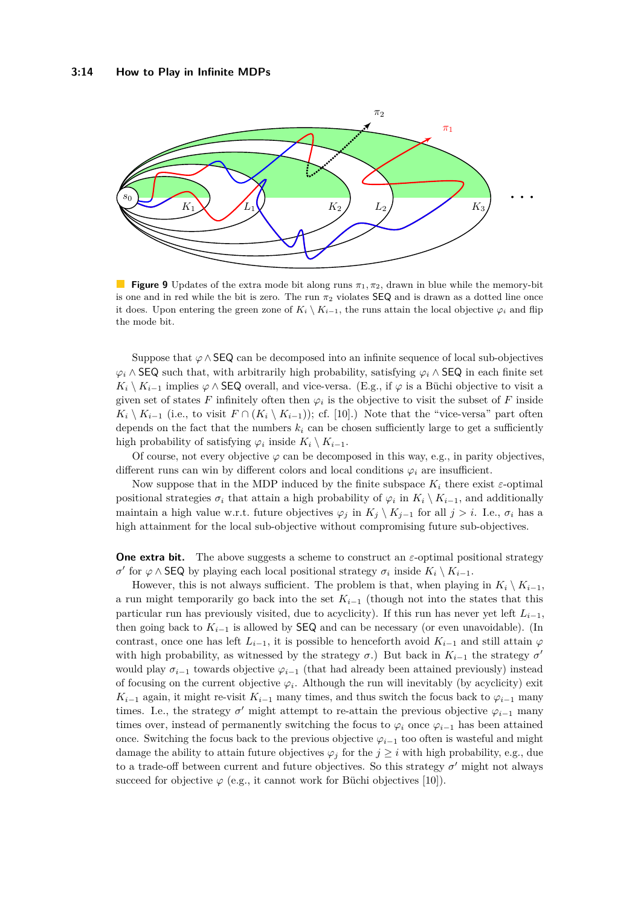**Figure 9** Updates of the extra mode bit along runs $\pi_1, \pi_2$, drawn in blue while the memory-bit is one and in red while the bit is zero. The run $\pi_2$ violates $\mathsf{SEQ}$ and is drawn as a dotted line once it does. Upon entering the green zone of $K_i \setminus K_{i-1}$, the runs attain the local objective $\varphi_i$ and flip the mode bit.

Suppose that $\varphi \wedge \mathsf{SEQ}$ can be decomposed into an infinite sequence of local sub-objectives $\varphi_i \wedge \mathsf{SEQ}$ such that, with arbitrarily high probability, satisfying $\varphi_i \wedge \mathsf{SEQ}$ in each finite set $K_i \setminus K_{i-1}$ implies $\varphi \wedge \mathsf{SEQ}$ overall, and vice-versa. (E.g., if $\varphi$ is a Büchi objective to visit a given set of states $F$ infinitely often then $\varphi_i$ is the objective to visit the subset of $F$ inside $K_i \setminus K_{i-1}$ (i.e., to visit $F \cap (K_i \setminus K_{i-1})$); cf. [10].) Note that the "vice-versa" part often depends on the fact that the numbers $k_i$ can be chosen sufficiently large to get a sufficiently high probability of satisfying $\varphi_i$ inside $K_i \setminus K_{i-1}$.

Of course, not every objective $\varphi$ can be decomposed in this way, e.g., in parity objectives, different runs can win by different colors and local conditions $\varphi_i$ are insufficient.

Now suppose that in the MDP induced by the finite subspace $K_i$ there exist $\varepsilon$-optimal positional strategies $\sigma_i$ that attain a high probability of $\varphi_i$ in $K_i \setminus K_{i-1}$, and additionally maintain a high value w.r.t. future objectives $\varphi_j$ in $K_j \setminus K_{j-1}$ for all $j > i$. I.e., $\sigma_i$ has a high attainment for the local sub-objective without compromising future sub-objectives.

**One extra bit.** The above suggests a scheme to construct an $\varepsilon$-optimal positional strategy $\sigma'$ for $\varphi \wedge \mathsf{SEQ}$ by playing each local positional strategy $\sigma_i$ inside $K_i \setminus K_{i-1}$.

However, this is not always sufficient. The problem is that, when playing in $K_i \setminus K_{i-1}$, a run might temporarily go back into the set $K_{i-1}$ (though not into the states that this particular run has previously visited, due to acyclicity). If this run has never yet left $L_{i-1}$, then going back to $K_{i-1}$ is allowed by $\mathsf{SEQ}$ and can be necessary (or even unavoidable). (In contrast, once one has left $L_{i-1}$, it is possible to henceforth avoid $K_{i-1}$ and still attain $\varphi$ with high probability, as witnessed by the strategy $\sigma$.) But back in $K_{i-1}$ the strategy $\sigma'$ would play $\sigma_{i-1}$ towards objective $\varphi_{i-1}$ (that had already been attained previously) instead of focusing on the current objective $\varphi_i$. Although the run will inevitably (by acyclicity) exit $K_{i-1}$ again, it might re-visit $K_{i-1}$ many times, and thus switch the focus back to $\varphi_{i-1}$ many times. I.e., the strategy $\sigma'$ might attempt to re-attain the previous objective $\varphi_{i-1}$ many times over, instead of permanently switching the focus to $\varphi_i$ once $\varphi_{i-1}$ has been attained once. Switching the focus back to the previous objective $\varphi_{i-1}$ too often is wasteful and might damage the ability to attain future objectives $\varphi_j$ for the $j \geq i$ with high probability, e.g., due to a trade-off between current and future objectives. So this strategy $\sigma'$ might not always succeed for objective $\varphi$ (e.g., it cannot work for Büchi objectives [10]).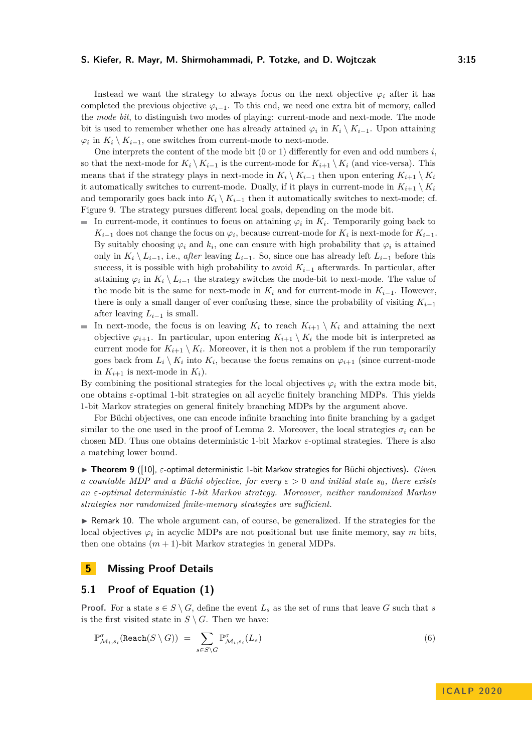Instead we want the strategy to always focus on the next objective $\varphi_i$ after it has completed the previous objective $\varphi_{i-1}$. To this end, we need one extra bit of memory, called the *mode bit*, to distinguish two modes of playing: current-mode and next-mode. The mode bit is used to remember whether one has already attained $\varphi_i$ in $K_i \setminus K_{i-1}$. Upon attaining $\varphi_i$ in $K_i \setminus K_{i-1}$, one switches from current-mode to next-mode.

One interprets the content of the mode bit (0 or 1) differently for even and odd numbers $i$, so that the next-mode for $K_i \setminus K_{i-1}$ is the current-mode for $K_{i+1} \setminus K_i$ (and vice-versa). This means that if the strategy plays in next-mode in $K_i \setminus K_{i-1}$ then upon entering $K_{i+1} \setminus K_i$ it automatically switches to current-mode. Dually, if it plays in current-mode in $K_{i+1} \setminus K_i$ and temporarily goes back into $K_i \setminus K_{i-1}$ then it automatically switches to next-mode; cf. Figure 9. The strategy pursues different local goals, depending on the mode bit.

- In current-mode, it continues to focus on attaining $\varphi_i$ in $K_i$. Temporarily going back to $K_{i-1}$ does not change the focus on $\varphi_i$, because current-mode for $K_i$ is next-mode for $K_{i-1}$. By suitably choosing $\varphi_i$ and $k_i$, one can ensure with high probability that $\varphi_i$ is attained only in $K_i \setminus L_{i-1}$, i.e., *after* leaving $L_{i-1}$. So, since one has already left $L_{i-1}$ before this success, it is possible with high probability to avoid $K_{i-1}$ afterwards. In particular, after attaining $\varphi_i$ in $K_i \setminus L_{i-1}$ the strategy switches the mode-bit to next-mode. The value of the mode bit is the same for next-mode in $K_i$ and for current-mode in $K_{i-1}$. However, there is only a small danger of ever confusing these, since the probability of visiting $K_{i-1}$ after leaving $L_{i-1}$ is small.
- In next-mode, the focus is on leaving $K_i$ to reach $K_{i+1} \setminus K_i$ and attaining the next objective $\varphi_{i+1}$. In particular, upon entering $K_{i+1} \setminus K_i$ the mode bit is interpreted as current mode for $K_{i+1} \setminus K_i$. Moreover, it is then not a problem if the run temporarily goes back from $L_i \setminus K_i$ into $K_i$, because the focus remains on $\varphi_{i+1}$ (since current-mode in $K_{i+1}$ is next-mode in $K_i$).

By combining the positional strategies for the local objectives $\varphi_i$ with the extra mode bit, one obtains $\varepsilon$-optimal 1-bit strategies on all acyclic finitely branching MDPs. This yields 1-bit Markov strategies on general finitely branching MDPs by the argument above.

For Büchi objectives, one can encode infinite branching into finite branching by a gadget similar to the one used in the proof of Lemma 2. Moreover, the local strategies $\sigma_i$ can be chosen MD. Thus one obtains deterministic 1-bit Markov $\varepsilon$-optimal strategies. There is also a matching lower bound.

▶ **Theorem 9** ([10], $\varepsilon$-optimal deterministic 1-bit Markov strategies for Büchi objectives)**.** *Given a countable MDP and a Büchi objective, for every $\varepsilon > 0$ and initial state $s_0$, there exists an $\varepsilon$-optimal deterministic 1-bit Markov strategy. Moreover, neither randomized Markov strategies nor randomized finite-memory strategies are sufficient.*

▶ Remark 10. The whole argument can, of course, be generalized. If the strategies for the local objectives $\varphi_i$ in acyclic MDPs are not positional but use finite memory, say $m$ bits, then one obtains $(m+1)$-bit Markov strategies in general MDPs.

## 5 Missing Proof Details

### 5.1 Proof of Equation (1)

**Proof.** For a state $s \in S \setminus G$, define the event $L_s$ as the set of runs that leave $G$ such that $s$ is the first visited state in $S \setminus G$. Then we have:

$$\mathbb{P}^{\sigma}_{\mathcal{M}_i,s_i}(\mathtt{Reach}(S \setminus G)) \;=\; \sum_{s \in S \setminus G} \mathbb{P}^{\sigma}_{\mathcal{M}_i,s_i}(L_s) \tag{6}$$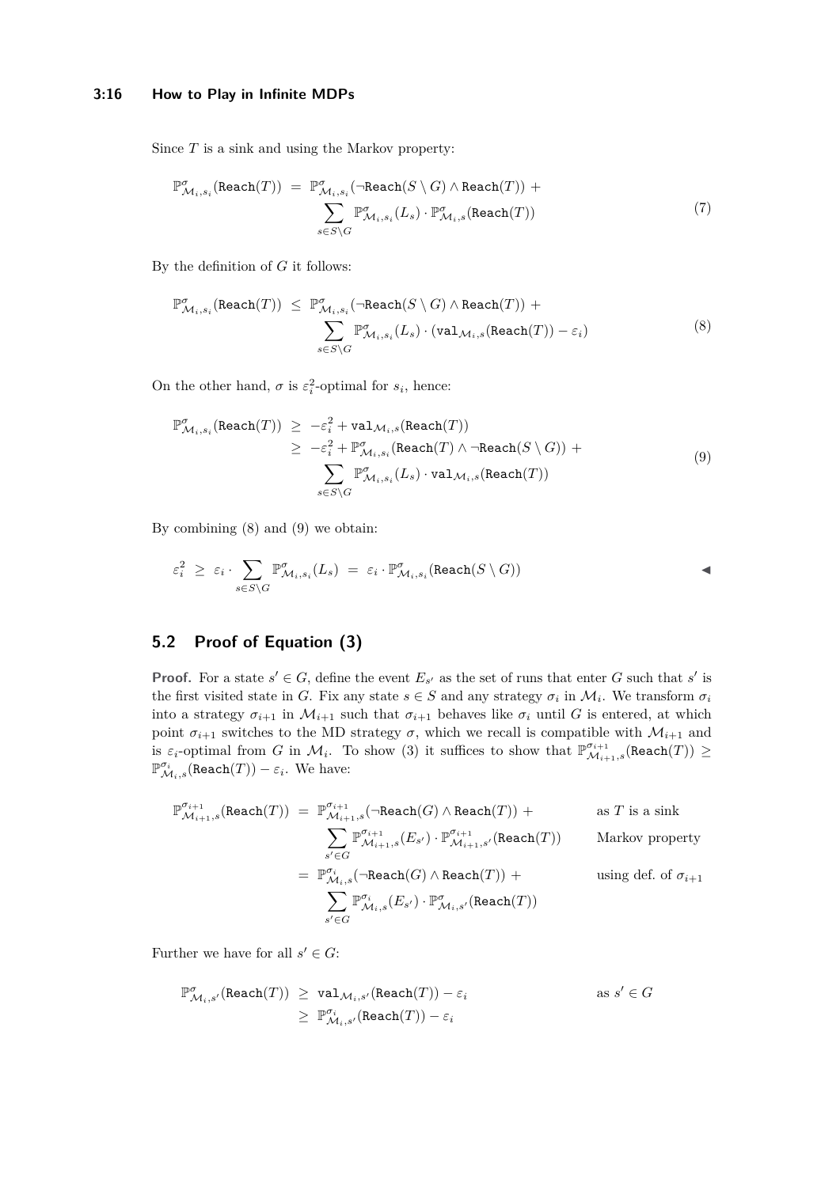Since $T$ is a sink and using the Markov property:

$$\mathbb{P}^{\sigma}_{\mathcal{M}_i,s_i}(\texttt{Reach}(T)) \;=\; \mathbb{P}^{\sigma}_{\mathcal{M}_i,s_i}(\neg\texttt{Reach}(S\setminus G)\wedge\texttt{Reach}(T)) + \sum_{s\in S\setminus G}\mathbb{P}^{\sigma}_{\mathcal{M}_i,s_i}(L_s)\cdot\mathbb{P}^{\sigma}_{\mathcal{M}_i,s}(\texttt{Reach}(T)) \tag{7}$$

By the definition of $G$ it follows:

$$\mathbb{P}^{\sigma}_{\mathcal{M}_i,s_i}(\texttt{Reach}(T)) \;\le\; \mathbb{P}^{\sigma}_{\mathcal{M}_i,s_i}(\neg\texttt{Reach}(S\setminus G)\wedge\texttt{Reach}(T)) + \sum_{s\in S\setminus G}\mathbb{P}^{\sigma}_{\mathcal{M}_i,s_i}(L_s)\cdot(\texttt{val}_{\mathcal{M}_i,s}(\texttt{Reach}(T))-\varepsilon_i) \tag{8}$$

On the other hand, $\sigma$ is $\varepsilon_i^2$-optimal for $s_i$, hence:

$$\begin{aligned}\mathbb{P}^{\sigma}_{\mathcal{M}_i,s_i}(\texttt{Reach}(T)) \;&\ge\; -\varepsilon_i^2 + \texttt{val}_{\mathcal{M}_i,s}(\texttt{Reach}(T))\\ &\ge\; -\varepsilon_i^2 + \mathbb{P}^{\sigma}_{\mathcal{M}_i,s_i}(\texttt{Reach}(T)\wedge\neg\texttt{Reach}(S\setminus G)) + \sum_{s\in S\setminus G}\mathbb{P}^{\sigma}_{\mathcal{M}_i,s_i}(L_s)\cdot\texttt{val}_{\mathcal{M}_i,s}(\texttt{Reach}(T))\end{aligned} \tag{9}$$

By combining (8) and (9) we obtain:

$$\varepsilon_i^2 \;\ge\; \varepsilon_i\cdot\sum_{s\in S\setminus G}\mathbb{P}^{\sigma}_{\mathcal{M}_i,s_i}(L_s) \;=\; \varepsilon_i\cdot\mathbb{P}^{\sigma}_{\mathcal{M}_i,s_i}(\texttt{Reach}(S\setminus G))$$ ◀

## 5.2 Proof of Equation (3)

**Proof.** For a state $s'\in G$, define the event $E_{s'}$ as the set of runs that enter $G$ such that $s'$ is the first visited state in $G$. Fix any state $s\in S$ and any strategy $\sigma_i$ in $\mathcal{M}_i$. We transform $\sigma_i$ into a strategy $\sigma_{i+1}$ in $\mathcal{M}_{i+1}$ such that $\sigma_{i+1}$ behaves like $\sigma_i$ until $G$ is entered, at which point $\sigma_{i+1}$ switches to the MD strategy $\sigma$, which we recall is compatible with $\mathcal{M}_{i+1}$ and is $\varepsilon_i$-optimal from $G$ in $\mathcal{M}_i$. To show (3) it suffices to show that $\mathbb{P}^{\sigma_{i+1}}_{\mathcal{M}_{i+1},s}(\texttt{Reach}(T)) \ge \mathbb{P}^{\sigma_i}_{\mathcal{M}_i,s}(\texttt{Reach}(T)) - \varepsilon_i$. We have:

$$\begin{aligned}\mathbb{P}^{\sigma_{i+1}}_{\mathcal{M}_{i+1},s}(\texttt{Reach}(T)) \;&=\; \mathbb{P}^{\sigma_{i+1}}_{\mathcal{M}_{i+1},s}(\neg\texttt{Reach}(G)\wedge\texttt{Reach}(T)) + && \text{as } T \text{ is a sink}\\ &\qquad \sum_{s'\in G}\mathbb{P}^{\sigma_{i+1}}_{\mathcal{M}_{i+1},s}(E_{s'})\cdot\mathbb{P}^{\sigma_{i+1}}_{\mathcal{M}_{i+1},s'}(\texttt{Reach}(T)) && \text{Markov property}\\ &=\; \mathbb{P}^{\sigma_i}_{\mathcal{M}_i,s}(\neg\texttt{Reach}(G)\wedge\texttt{Reach}(T)) + && \text{using def. of } \sigma_{i+1}\\ &\qquad \sum_{s'\in G}\mathbb{P}^{\sigma_i}_{\mathcal{M}_i,s}(E_{s'})\cdot\mathbb{P}^{\sigma}_{\mathcal{M}_i,s'}(\texttt{Reach}(T))\end{aligned}$$

Further we have for all $s'\in G$:

$$\begin{aligned}\mathbb{P}^{\sigma}_{\mathcal{M}_i,s'}(\texttt{Reach}(T)) \;&\ge\; \texttt{val}_{\mathcal{M}_i,s'}(\texttt{Reach}(T)) - \varepsilon_i && \text{as } s'\in G\\ &\ge\; \mathbb{P}^{\sigma_i}_{\mathcal{M}_i,s'}(\texttt{Reach}(T)) - \varepsilon_i\end{aligned}$$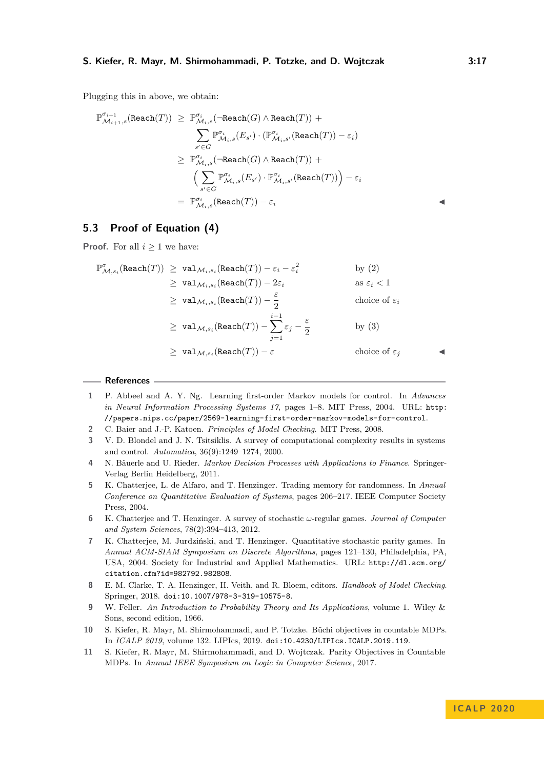Plugging this in above, we obtain:

$$
\begin{aligned}
\mathbb{P}^{\sigma_{i+1}}_{\mathcal{M}_{i+1},s}(\mathtt{Reach}(T)) \;\geq\; & \mathbb{P}^{\sigma_i}_{\mathcal{M}_i,s}(\neg\mathtt{Reach}(G) \wedge \mathtt{Reach}(T)) \; + \\
& \sum_{s' \in G} \mathbb{P}^{\sigma_i}_{\mathcal{M}_i,s}(E_{s'}) \cdot (\mathbb{P}^{\sigma_i}_{\mathcal{M}_i,s'}(\mathtt{Reach}(T)) - \varepsilon_i) \\
\geq\; & \mathbb{P}^{\sigma_i}_{\mathcal{M}_i,s}(\neg\mathtt{Reach}(G) \wedge \mathtt{Reach}(T)) \; + \\
& \Big( \sum_{s' \in G} \mathbb{P}^{\sigma_i}_{\mathcal{M}_i,s}(E_{s'}) \cdot \mathbb{P}^{\sigma_i}_{\mathcal{M}_i,s'}(\mathtt{Reach}(T)) \Big) - \varepsilon_i \\
=\; & \mathbb{P}^{\sigma_i}_{\mathcal{M}_i,s}(\mathtt{Reach}(T)) - \varepsilon_i
\end{aligned}
$$

◀

## 5.3 Proof of Equation (4)

**Proof.** For all $i \geq 1$ we have:

$$
\begin{aligned}
\mathbb{P}^{\sigma}_{\mathcal{M},s_i}(\mathtt{Reach}(T)) \;\geq\; & \mathtt{val}_{\mathcal{M}_i,s_i}(\mathtt{Reach}(T)) - \varepsilon_i - \varepsilon_i^2 && \text{by (2)} \\
\geq\; & \mathtt{val}_{\mathcal{M}_i,s_i}(\mathtt{Reach}(T)) - 2\varepsilon_i && \text{as } \varepsilon_i < 1 \\
\geq\; & \mathtt{val}_{\mathcal{M}_i,s_i}(\mathtt{Reach}(T)) - \frac{\varepsilon}{2} && \text{choice of } \varepsilon_i \\
\geq\; & \mathtt{val}_{\mathcal{M},s_i}(\mathtt{Reach}(T)) - \sum_{j=1}^{i-1} \varepsilon_j - \frac{\varepsilon}{2} && \text{by (3)} \\
\geq\; & \mathtt{val}_{\mathcal{M},s_i}(\mathtt{Reach}(T)) - \varepsilon && \text{choice of } \varepsilon_j
\end{aligned}
$$

◀

## References

1. P. Abbeel and A. Y. Ng. Learning first-order Markov models for control. In *Advances in Neural Information Processing Systems 17*, pages 1–8. MIT Press, 2004. URL: http://papers.nips.cc/paper/2569-learning-first-order-markov-models-for-control.
2. C. Baier and J.-P. Katoen. *Principles of Model Checking*. MIT Press, 2008.
3. V. D. Blondel and J. N. Tsitsiklis. A survey of computational complexity results in systems and control. *Automatica*, 36(9):1249–1274, 2000.
4. N. Bäuerle and U. Rieder. *Markov Decision Processes with Applications to Finance*. Springer-Verlag Berlin Heidelberg, 2011.
5. K. Chatterjee, L. de Alfaro, and T. Henzinger. Trading memory for randomness. In *Annual Conference on Quantitative Evaluation of Systems*, pages 206–217. IEEE Computer Society Press, 2004.
6. K. Chatterjee and T. Henzinger. A survey of stochastic $\omega$-regular games. *Journal of Computer and System Sciences*, 78(2):394–413, 2012.
7. K. Chatterjee, M. Jurdziński, and T. Henzinger. Quantitative stochastic parity games. In *Annual ACM-SIAM Symposium on Discrete Algorithms*, pages 121–130, Philadelphia, PA, USA, 2004. Society for Industrial and Applied Mathematics. URL: http://dl.acm.org/citation.cfm?id=982792.982808.
8. E. M. Clarke, T. A. Henzinger, H. Veith, and R. Bloem, editors. *Handbook of Model Checking*. Springer, 2018. doi:10.1007/978-3-319-10575-8.
9. W. Feller. *An Introduction to Probability Theory and Its Applications*, volume 1. Wiley & Sons, second edition, 1966.
10. S. Kiefer, R. Mayr, M. Shirmohammadi, and P. Totzke. Büchi objectives in countable MDPs. In *ICALP 2019*, volume 132. LIPIcs, 2019. doi:10.4230/LIPIcs.ICALP.2019.119.
11. S. Kiefer, R. Mayr, M. Shirmohammadi, and D. Wojtczak. Parity Objectives in Countable MDPs. In *Annual IEEE Symposium on Logic in Computer Science*, 2017.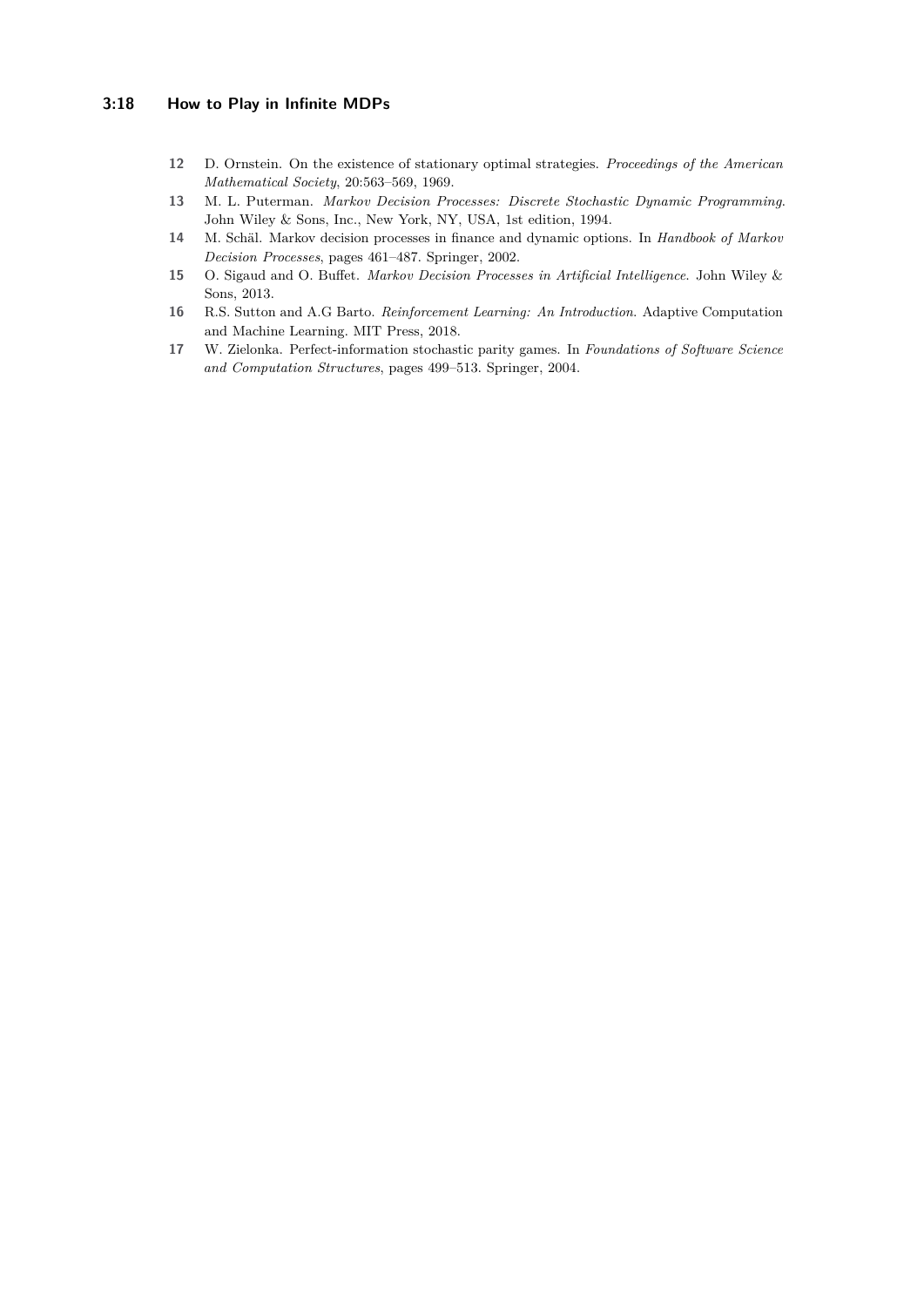12 D. Ornstein. On the existence of stationary optimal strategies. *Proceedings of the American Mathematical Society*, 20:563–569, 1969.

13 M. L. Puterman. *Markov Decision Processes: Discrete Stochastic Dynamic Programming*. John Wiley & Sons, Inc., New York, NY, USA, 1st edition, 1994.

14 M. Schäl. Markov decision processes in finance and dynamic options. In *Handbook of Markov Decision Processes*, pages 461–487. Springer, 2002.

15 O. Sigaud and O. Buffet. *Markov Decision Processes in Artificial Intelligence*. John Wiley & Sons, 2013.

16 R.S. Sutton and A.G Barto. *Reinforcement Learning: An Introduction*. Adaptive Computation and Machine Learning. MIT Press, 2018.

17 W. Zielonka. Perfect-information stochastic parity games. In *Foundations of Software Science and Computation Structures*, pages 499–513. Springer, 2004.